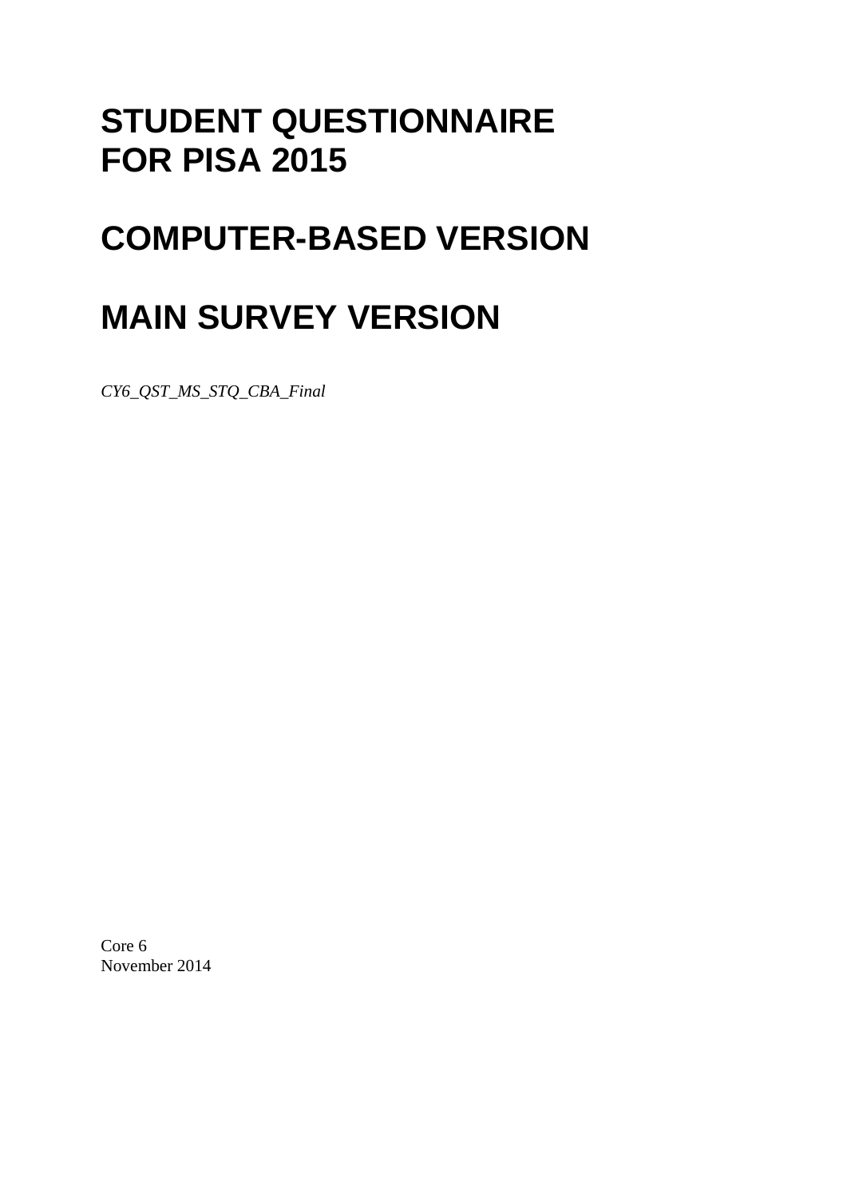# STUDENT QUESTIONNAIRE FOR PISA 2015

# COMPUTER-BASED VERSION

# MAIN SURVEY VERSION

*CY6_QST_MS_STQ_CBA_Final*

Core 6
November 2014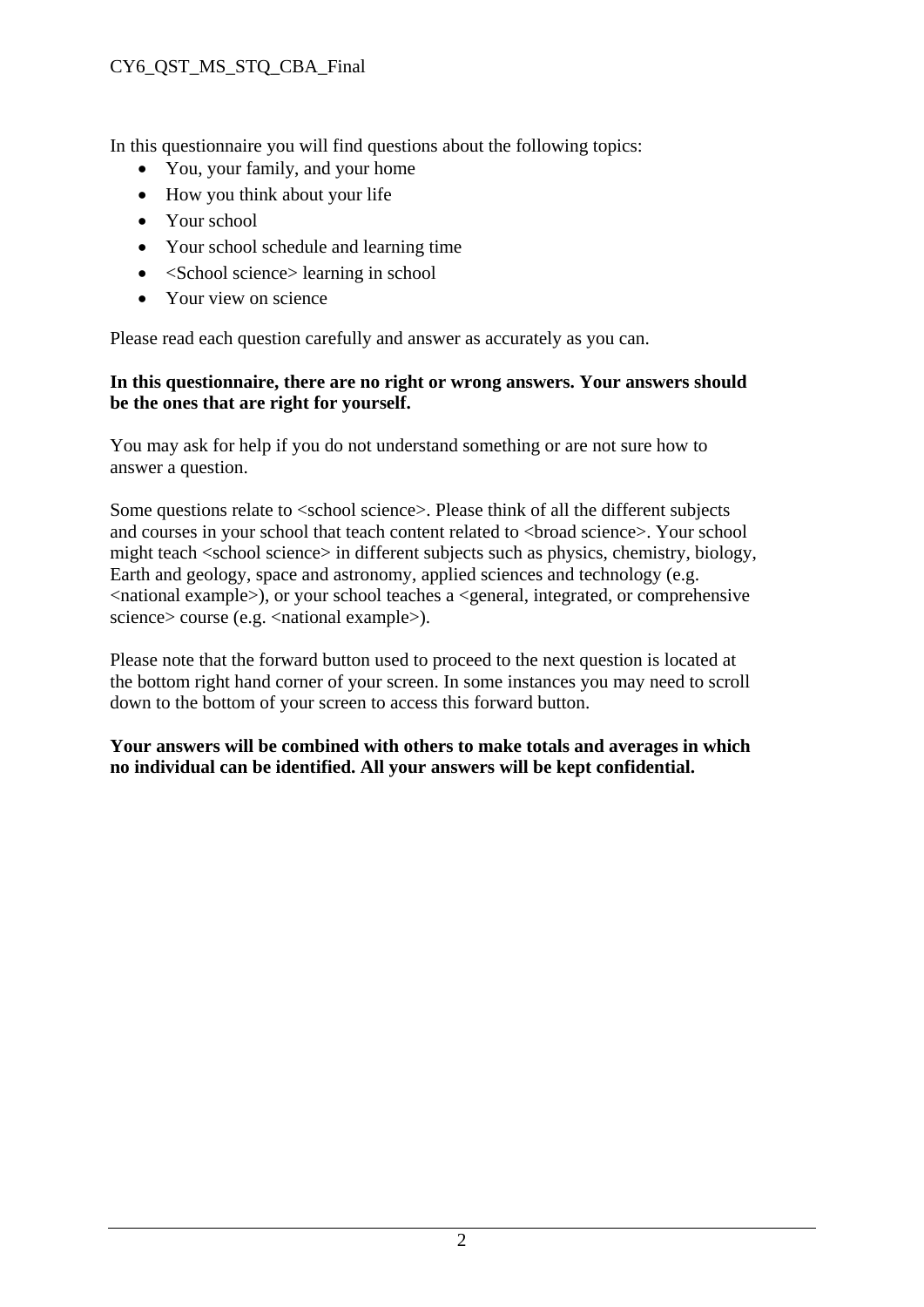In this questionnaire you will find questions about the following topics:

- You, your family, and your home
- How you think about your life
- Your school
- Your school schedule and learning time
- <School science> learning in school
- Your view on science

Please read each question carefully and answer as accurately as you can.

**In this questionnaire, there are no right or wrong answers. Your answers should be the ones that are right for yourself.**

You may ask for help if you do not understand something or are not sure how to answer a question.

Some questions relate to <school science>. Please think of all the different subjects and courses in your school that teach content related to <broad science>. Your school might teach <school science> in different subjects such as physics, chemistry, biology, Earth and geology, space and astronomy, applied sciences and technology (e.g. <national example>), or your school teaches a <general, integrated, or comprehensive science> course (e.g. <national example>).

Please note that the forward button used to proceed to the next question is located at the bottom right hand corner of your screen. In some instances you may need to scroll down to the bottom of your screen to access this forward button.

**Your answers will be combined with others to make totals and averages in which no individual can be identified. All your answers will be kept confidential.**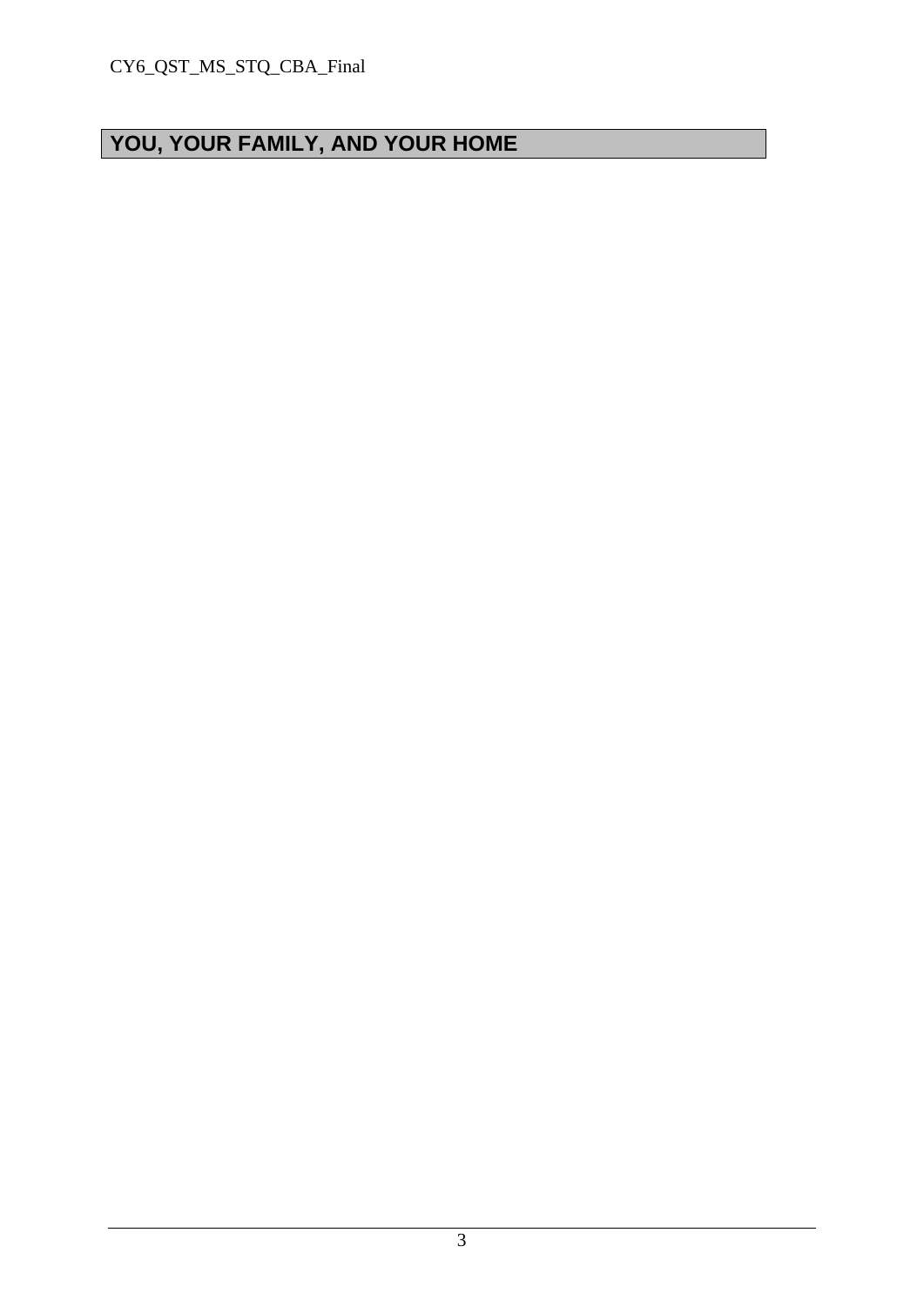## YOU, YOUR FAMILY, AND YOUR HOME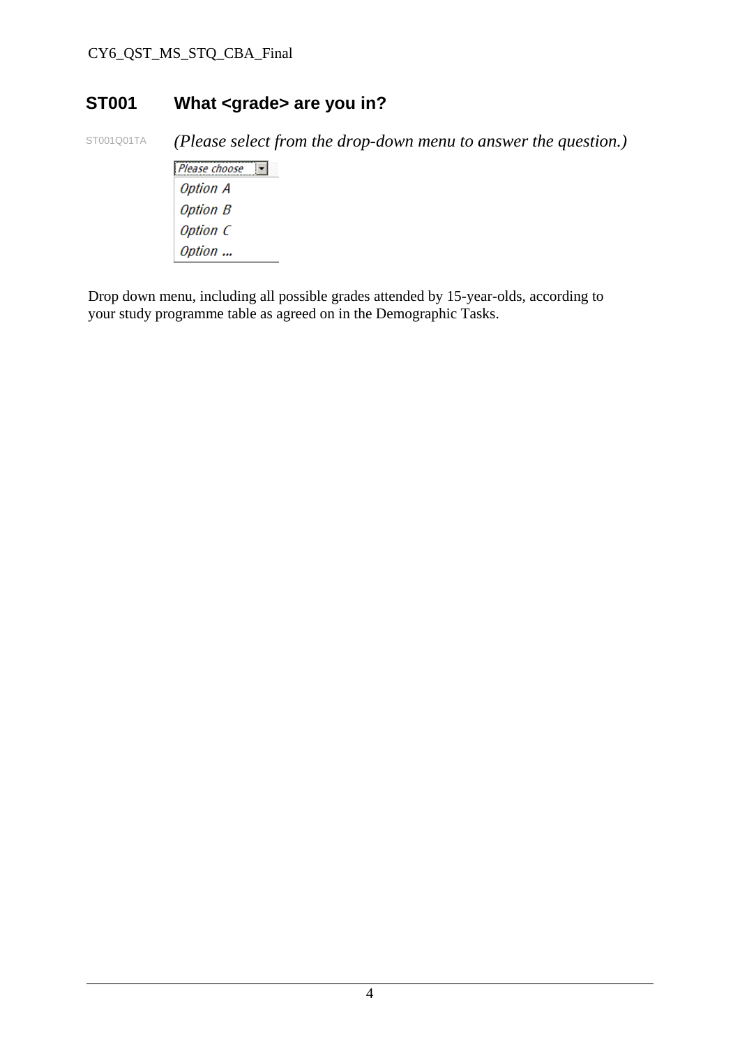## ST001 What <grade> are you in?

ST001Q01TA *(Please select from the drop-down menu to answer the question.)*

*Please choose* ▾

*Option A*
*Option B*
*Option C*
*Option ...*

Drop down menu, including all possible grades attended by 15-year-olds, according to your study programme table as agreed on in the Demographic Tasks.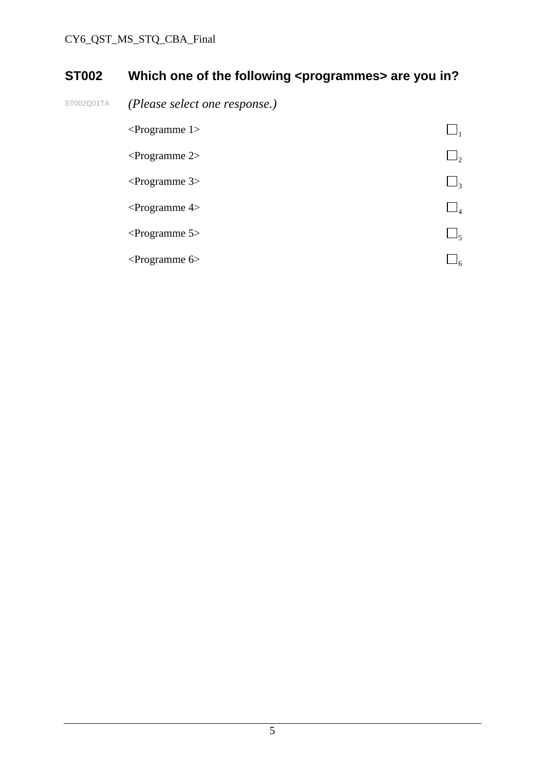## ST002 Which one of the following <programmes> are you in?

ST002Q01TA *(Please select one response.)*

| | |
|---|---|
| <Programme 1> | ☐1 |
| <Programme 2> | ☐2 |
| <Programme 3> | ☐3 |
| <Programme 4> | ☐4 |
| <Programme 5> | ☐5 |
| <Programme 6> | ☐6 |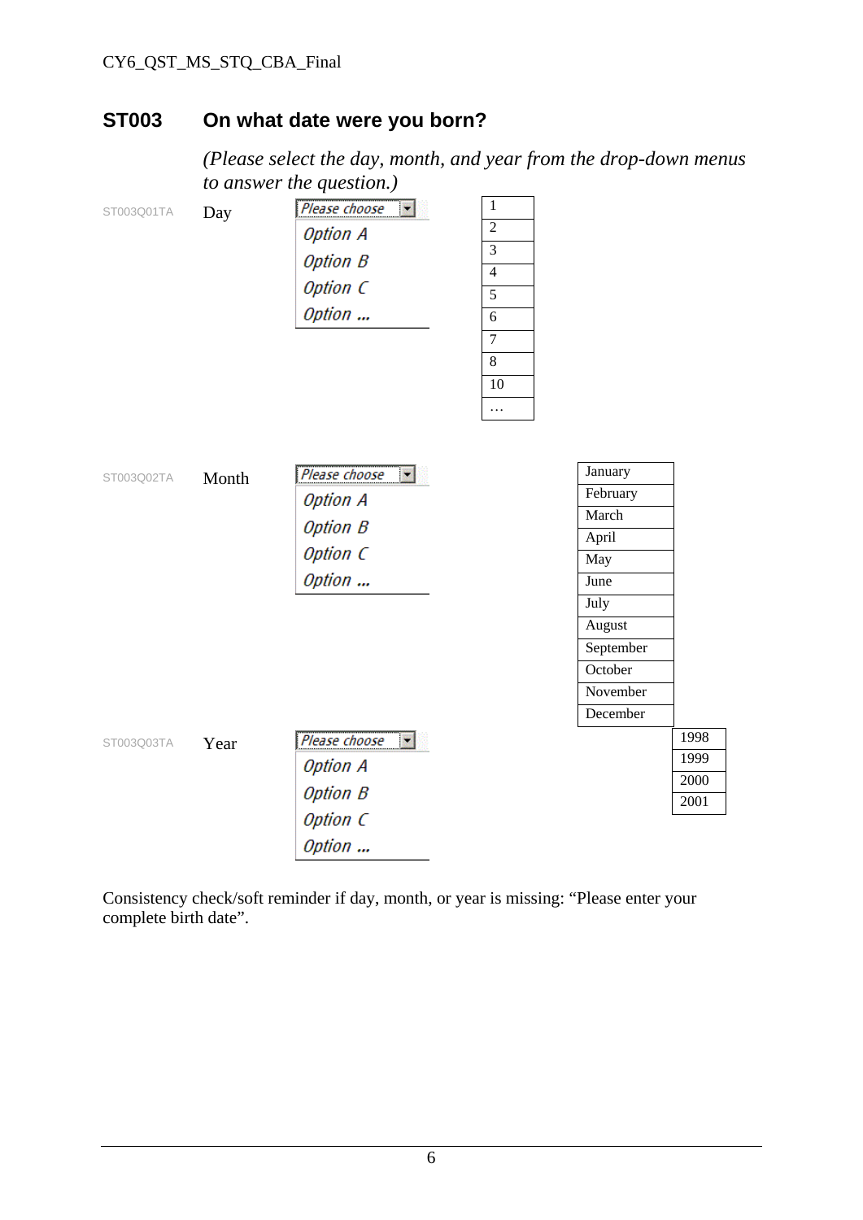## ST003 On what date were you born?

*(Please select the day, month, and year from the drop-down menus to answer the question.)*

ST003Q01TA Day

| Please choose |
|---|
| Option A |
| Option B |
| Option C |
| Option ... |

| 1 |
|---|
| 2 |
| 3 |
| 4 |
| 5 |
| 6 |
| 7 |
| 8 |
| 10 |
| … |

ST003Q02TA Month

| Please choose |
|---|
| Option A |
| Option B |
| Option C |
| Option ... |

| January |
|---|
| February |
| March |
| April |
| May |
| June |
| July |
| August |
| September |
| October |
| November |
| December |

ST003Q03TA Year

| Please choose |
|---|
| Option A |
| Option B |
| Option C |
| Option ... |

| 1998 |
|---|
| 1999 |
| 2000 |
| 2001 |

Consistency check/soft reminder if day, month, or year is missing: "Please enter your complete birth date".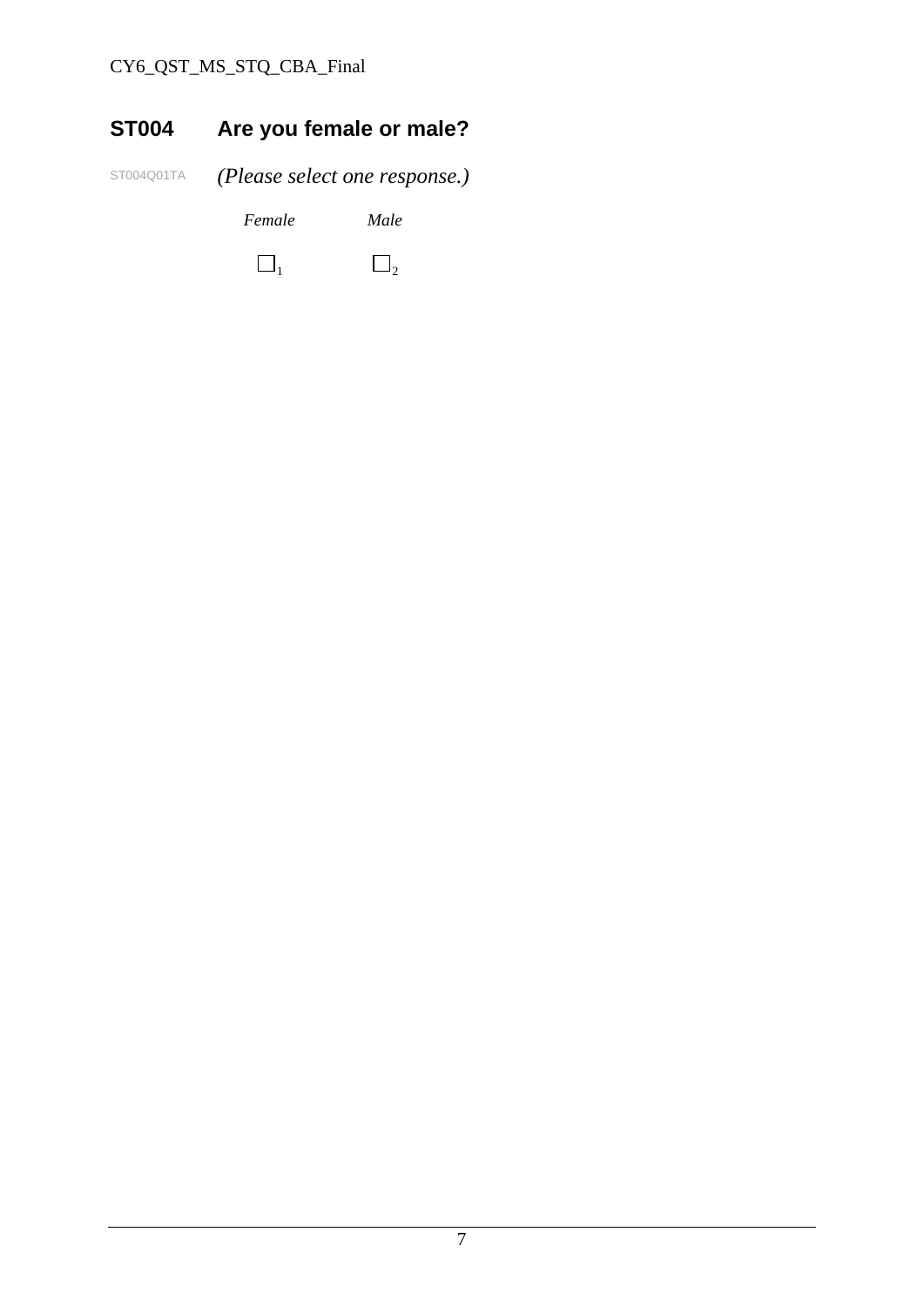## ST004 Are you female or male?

ST004Q01TA *(Please select one response.)*

| *Female* | *Male* |
|---|---|
| ☐ 1 | ☐ 2 |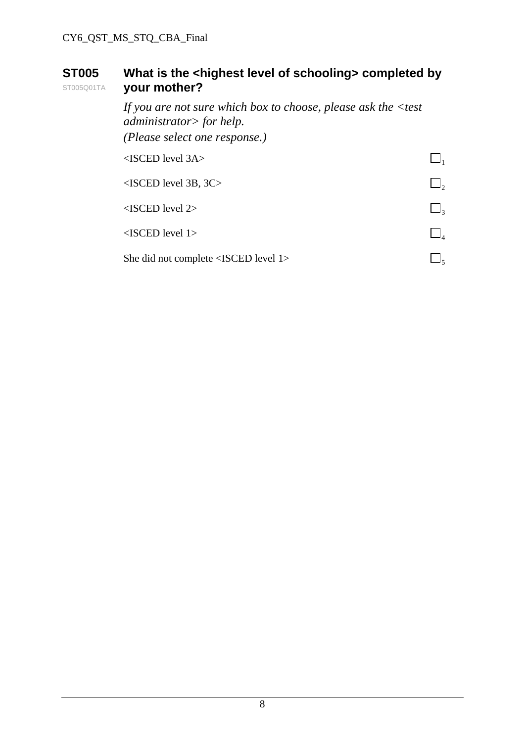## ST005 What is the <highest level of schooling> completed by your mother?

ST005Q01TA

*If you are not sure which box to choose, please ask the <test administrator> for help.*
*(Please select one response.)*

| Response | Code |
| --- | --- |
| <ISCED level 3A> | ☐ 1 |
| <ISCED level 3B, 3C> | ☐ 2 |
| <ISCED level 2> | ☐ 3 |
| <ISCED level 1> | ☐ 4 |
| She did not complete <ISCED level 1> | ☐ 5 |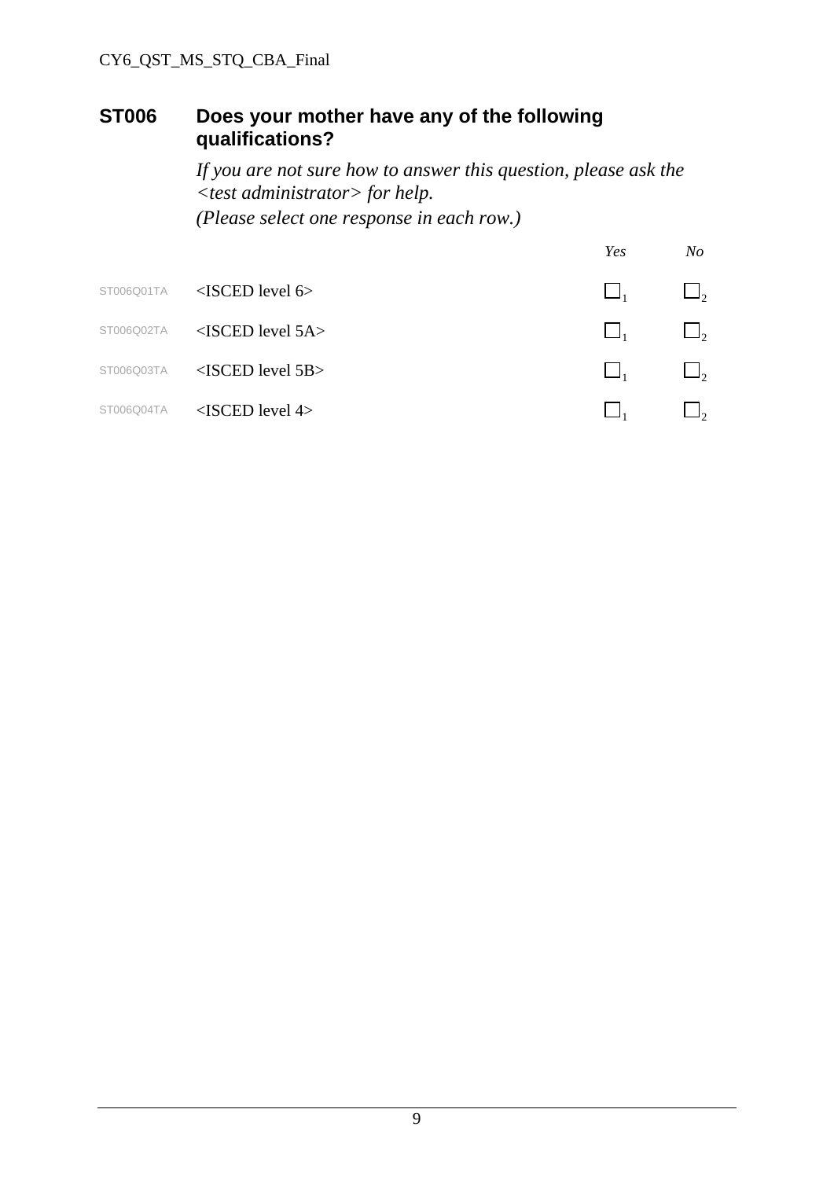## ST006 Does your mother have any of the following qualifications?

*If you are not sure how to answer this question, please ask the <test administrator> for help.*
*(Please select one response in each row.)*

| | | *Yes* | *No* |
|---|---|---|---|
| ST006Q01TA | <ISCED level 6> | ☐1 | ☐2 |
| ST006Q02TA | <ISCED level 5A> | ☐1 | ☐2 |
| ST006Q03TA | <ISCED level 5B> | ☐1 | ☐2 |
| ST006Q04TA | <ISCED level 4> | ☐1 | ☐2 |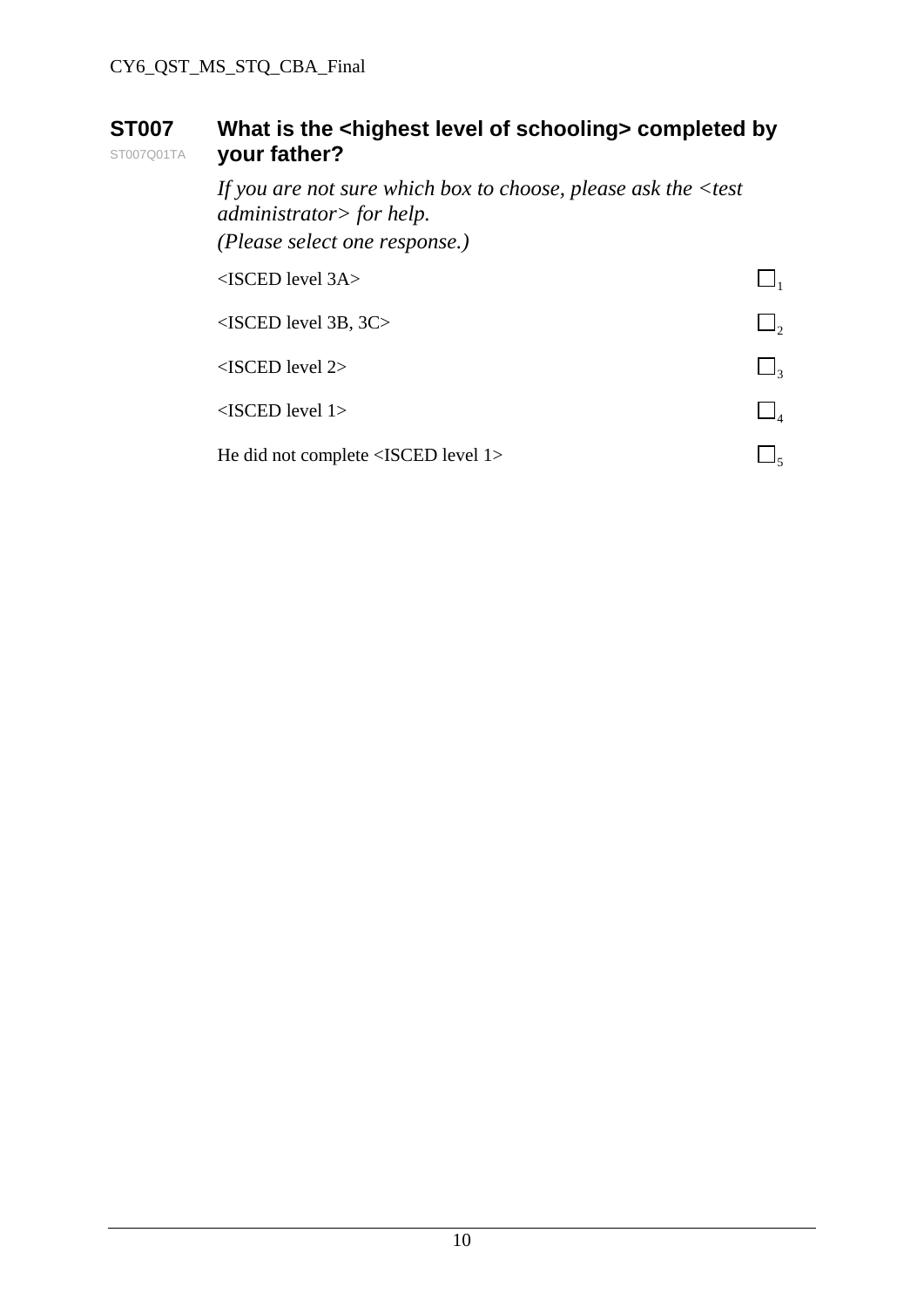**ST007** ST007Q01TA

**What is the <highest level of schooling> completed by your father?**

*If you are not sure which box to choose, please ask the <test administrator> for help.*
*(Please select one response.)*

| | |
|---|---|
| <ISCED level 3A> | ☐ 1 |
| <ISCED level 3B, 3C> | ☐ 2 |
| <ISCED level 2> | ☐ 3 |
| <ISCED level 1> | ☐ 4 |
| He did not complete <ISCED level 1> | ☐ 5 |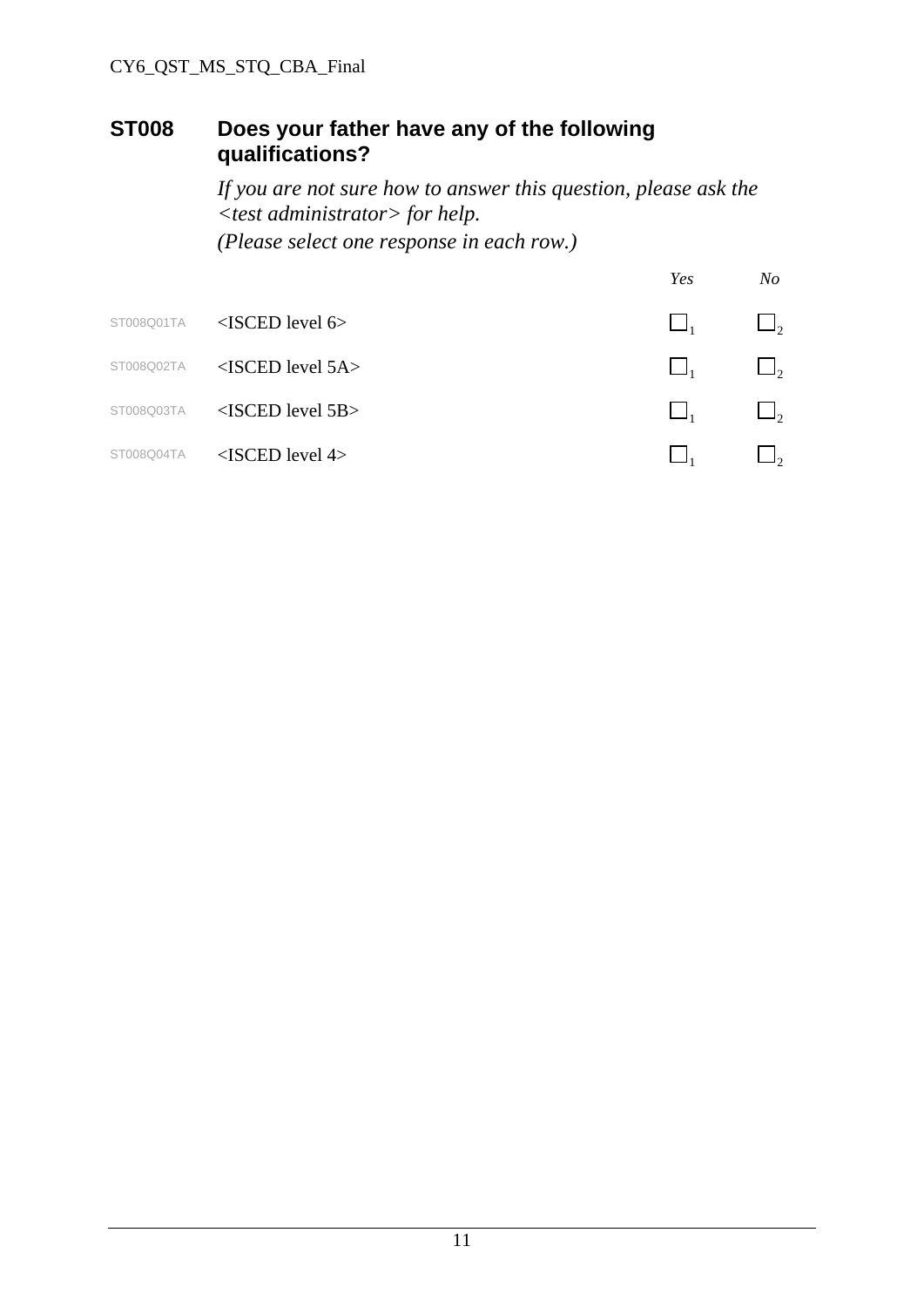## ST008 Does your father have any of the following qualifications?

*If you are not sure how to answer this question, please ask the <test administrator> for help.*
*(Please select one response in each row.)*

| | | *Yes* | *No* |
|---|---|---|---|
| ST008Q01TA | <ISCED level 6> | ☐1 | ☐2 |
| ST008Q02TA | <ISCED level 5A> | ☐1 | ☐2 |
| ST008Q03TA | <ISCED level 5B> | ☐1 | ☐2 |
| ST008Q04TA | <ISCED level 4> | ☐1 | ☐2 |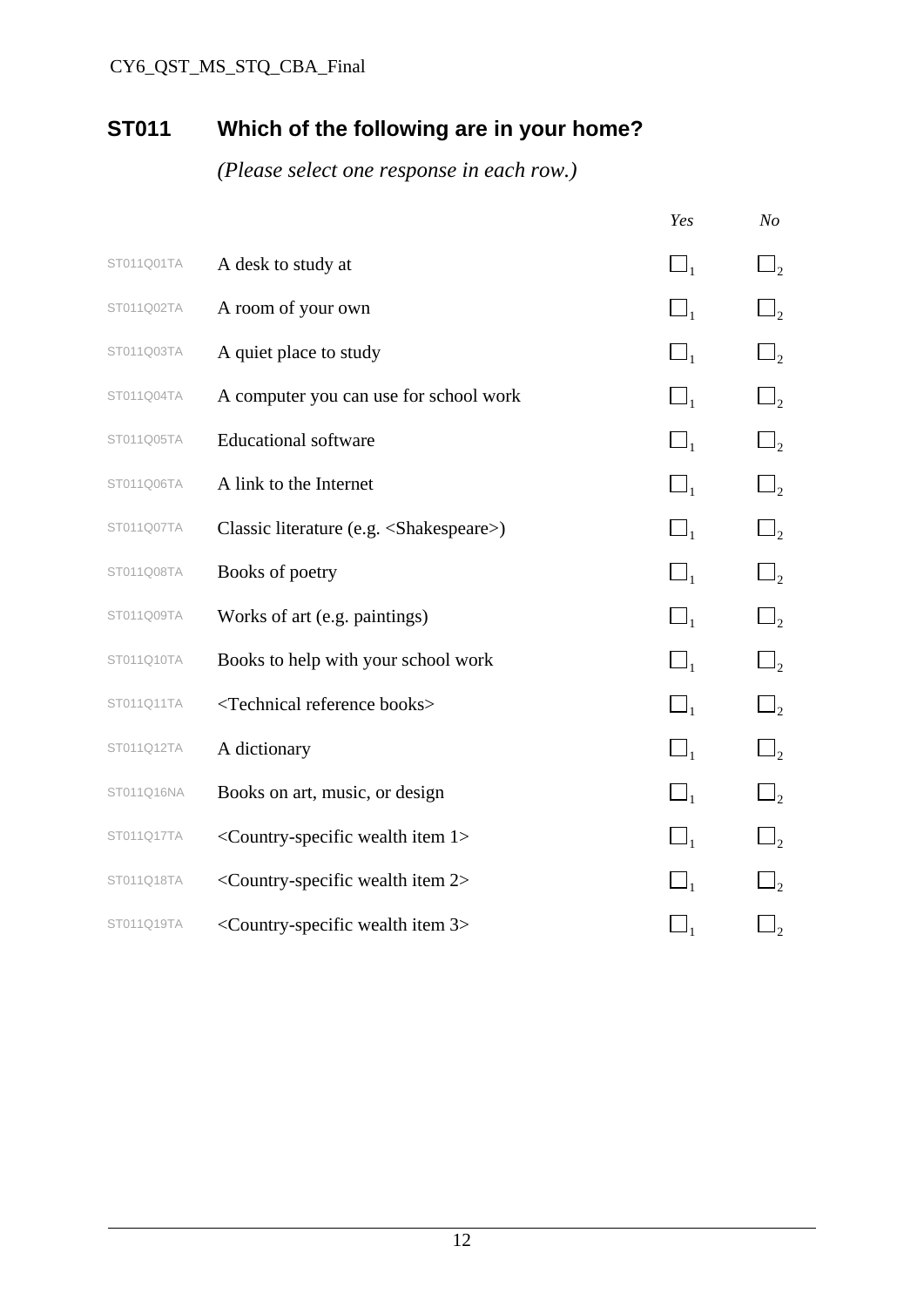## ST011 Which of the following are in your home?

*(Please select one response in each row.)*

| | | *Yes* | *No* |
|---|---|---|---|
| ST011Q01TA | A desk to study at | ☐1 | ☐2 |
| ST011Q02TA | A room of your own | ☐1 | ☐2 |
| ST011Q03TA | A quiet place to study | ☐1 | ☐2 |
| ST011Q04TA | A computer you can use for school work | ☐1 | ☐2 |
| ST011Q05TA | Educational software | ☐1 | ☐2 |
| ST011Q06TA | A link to the Internet | ☐1 | ☐2 |
| ST011Q07TA | Classic literature (e.g. <Shakespeare>) | ☐1 | ☐2 |
| ST011Q08TA | Books of poetry | ☐1 | ☐2 |
| ST011Q09TA | Works of art (e.g. paintings) | ☐1 | ☐2 |
| ST011Q10TA | Books to help with your school work | ☐1 | ☐2 |
| ST011Q11TA | <Technical reference books> | ☐1 | ☐2 |
| ST011Q12TA | A dictionary | ☐1 | ☐2 |
| ST011Q16NA | Books on art, music, or design | ☐1 | ☐2 |
| ST011Q17TA | <Country-specific wealth item 1> | ☐1 | ☐2 |
| ST011Q18TA | <Country-specific wealth item 2> | ☐1 | ☐2 |
| ST011Q19TA | <Country-specific wealth item 3> | ☐1 | ☐2 |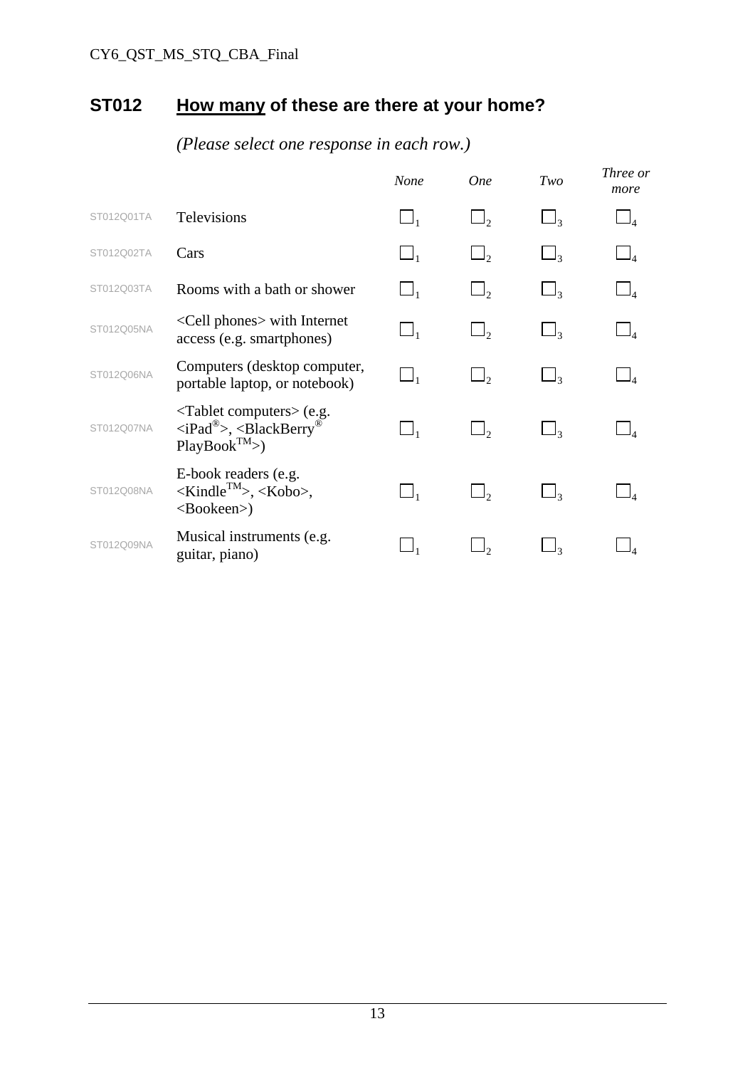## ST012 How many of these are there at your home?

*(Please select one response in each row.)*

| | | *None* | *One* | *Two* | *Three or more* |
|---|---|---|---|---|---|
| ST012Q01TA | Televisions | ☐1 | ☐2 | ☐3 | ☐4 |
| ST012Q02TA | Cars | ☐1 | ☐2 | ☐3 | ☐4 |
| ST012Q03TA | Rooms with a bath or shower | ☐1 | ☐2 | ☐3 | ☐4 |
| ST012Q05NA | <Cell phones> with Internet access (e.g. smartphones) | ☐1 | ☐2 | ☐3 | ☐4 |
| ST012Q06NA | Computers (desktop computer, portable laptop, or notebook) | ☐1 | ☐2 | ☐3 | ☐4 |
| ST012Q07NA | <Tablet computers> (e.g. <iPad®>, <BlackBerry® PlayBook™>) | ☐1 | ☐2 | ☐3 | ☐4 |
| ST012Q08NA | E-book readers (e.g. <Kindle™>, <Kobo>, <Bookeen>) | ☐1 | ☐2 | ☐3 | ☐4 |
| ST012Q09NA | Musical instruments (e.g. guitar, piano) | ☐1 | ☐2 | ☐3 | ☐4 |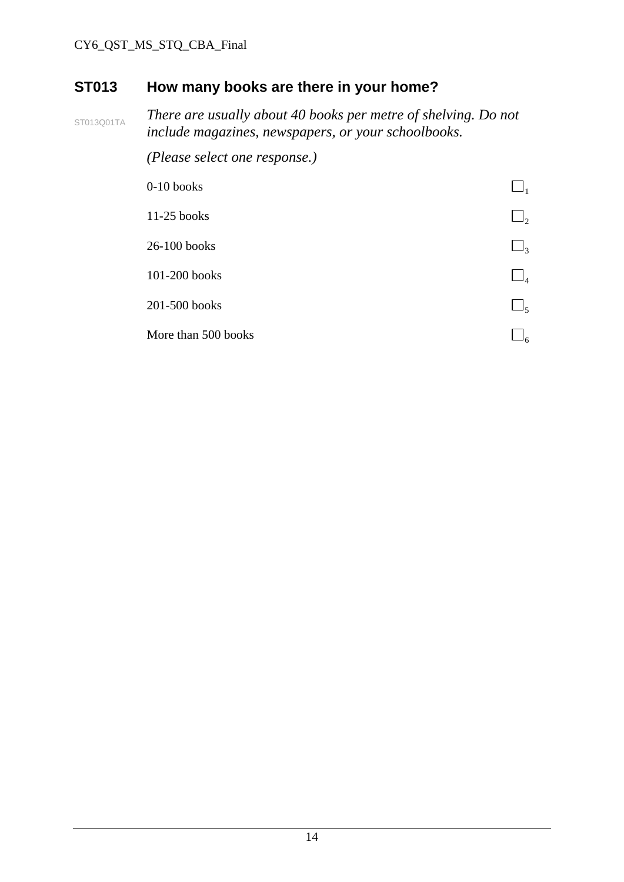## ST013 How many books are there in your home?

ST013Q01TA

*There are usually about 40 books per metre of shelving. Do not include magazines, newspapers, or your schoolbooks.*

*(Please select one response.)*

| | |
|---|---|
| 0-10 books | ☐ 1 |
| 11-25 books | ☐ 2 |
| 26-100 books | ☐ 3 |
| 101-200 books | ☐ 4 |
| 201-500 books | ☐ 5 |
| More than 500 books | ☐ 6 |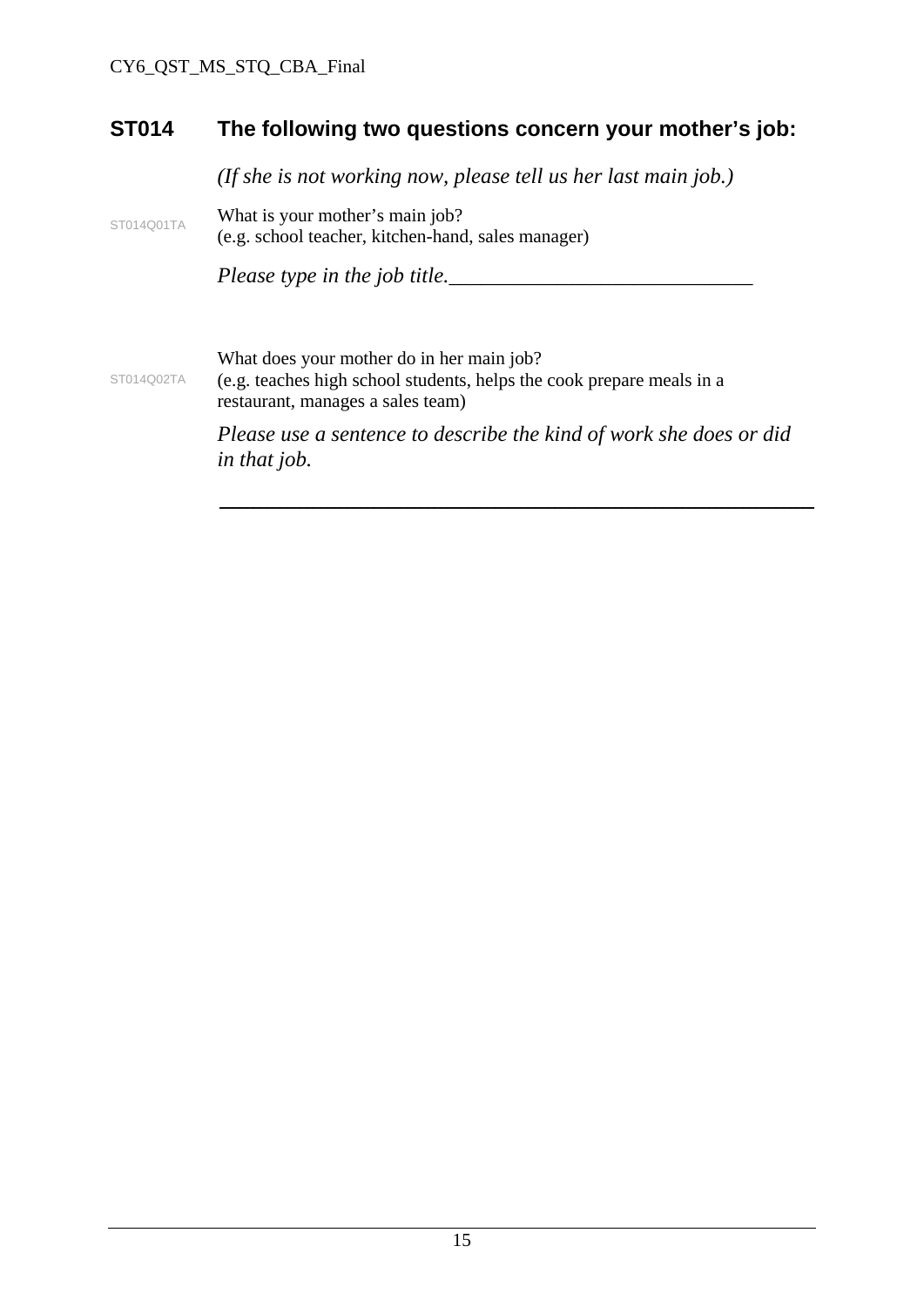## ST014 The following two questions concern your mother's job:

*(If she is not working now, please tell us her last main job.)*

ST014Q01TA

What is your mother's main job?
(e.g. school teacher, kitchen-hand, sales manager)

*Please type in the job title.*_____________________________

ST014Q02TA

What does your mother do in her main job?
(e.g. teaches high school students, helps the cook prepare meals in a restaurant, manages a sales team)

*Please use a sentence to describe the kind of work she does or did in that job.*

_____________________________________________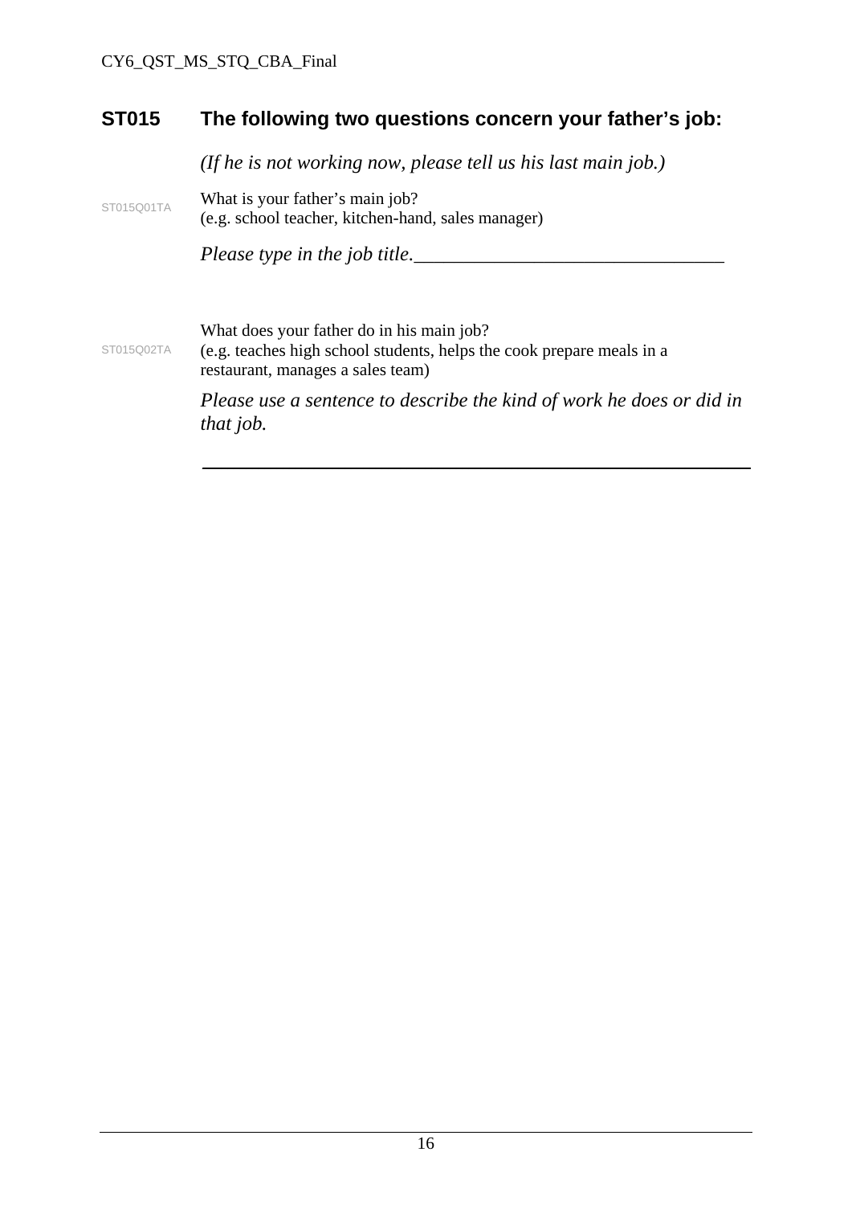## ST015 The following two questions concern your father's job:

*(If he is not working now, please tell us his last main job.)*

ST015Q01TA

What is your father's main job?
(e.g. school teacher, kitchen-hand, sales manager)

*Please type in the job title.*\_\_\_\_\_\_\_\_\_\_\_\_\_\_\_\_\_\_\_\_\_\_\_\_\_\_\_\_\_\_\_\_

ST015Q02TA

What does your father do in his main job?
(e.g. teaches high school students, helps the cook prepare meals in a restaurant, manages a sales team)

*Please use a sentence to describe the kind of work he does or did in that job.*

\_\_\_\_\_\_\_\_\_\_\_\_\_\_\_\_\_\_\_\_\_\_\_\_\_\_\_\_\_\_\_\_\_\_\_\_\_\_\_\_\_\_\_\_\_\_\_\_\_\_\_\_\_\_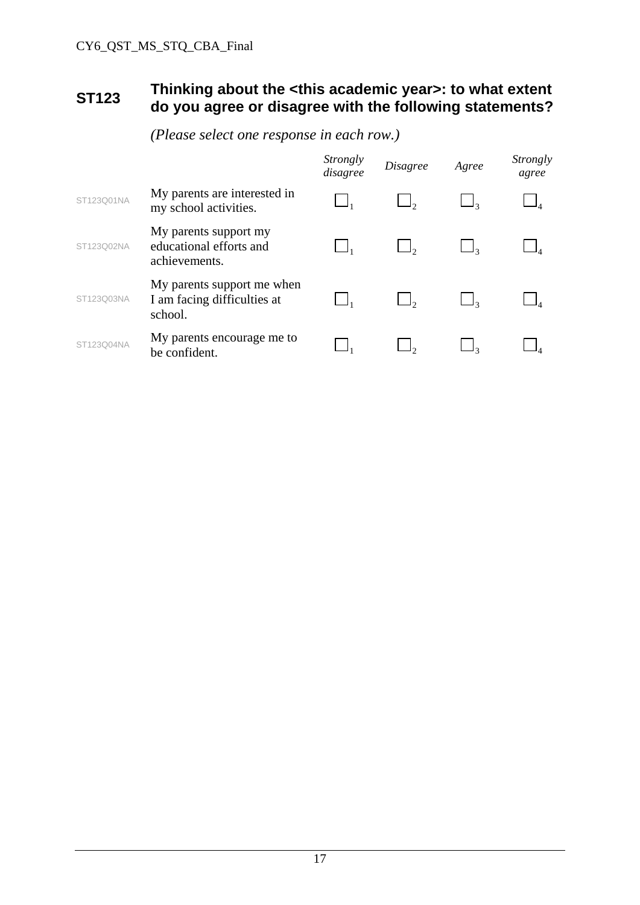## ST123 Thinking about the <this academic year>: to what extent do you agree or disagree with the following statements?

*(Please select one response in each row.)*

| | | *Strongly disagree* | *Disagree* | *Agree* | *Strongly agree* |
|---|---|---|---|---|---|
| ST123Q01NA | My parents are interested in my school activities. | ☐1 | ☐2 | ☐3 | ☐4 |
| ST123Q02NA | My parents support my educational efforts and achievements. | ☐1 | ☐2 | ☐3 | ☐4 |
| ST123Q03NA | My parents support me when I am facing difficulties at school. | ☐1 | ☐2 | ☐3 | ☐4 |
| ST123Q04NA | My parents encourage me to be confident. | ☐1 | ☐2 | ☐3 | ☐4 |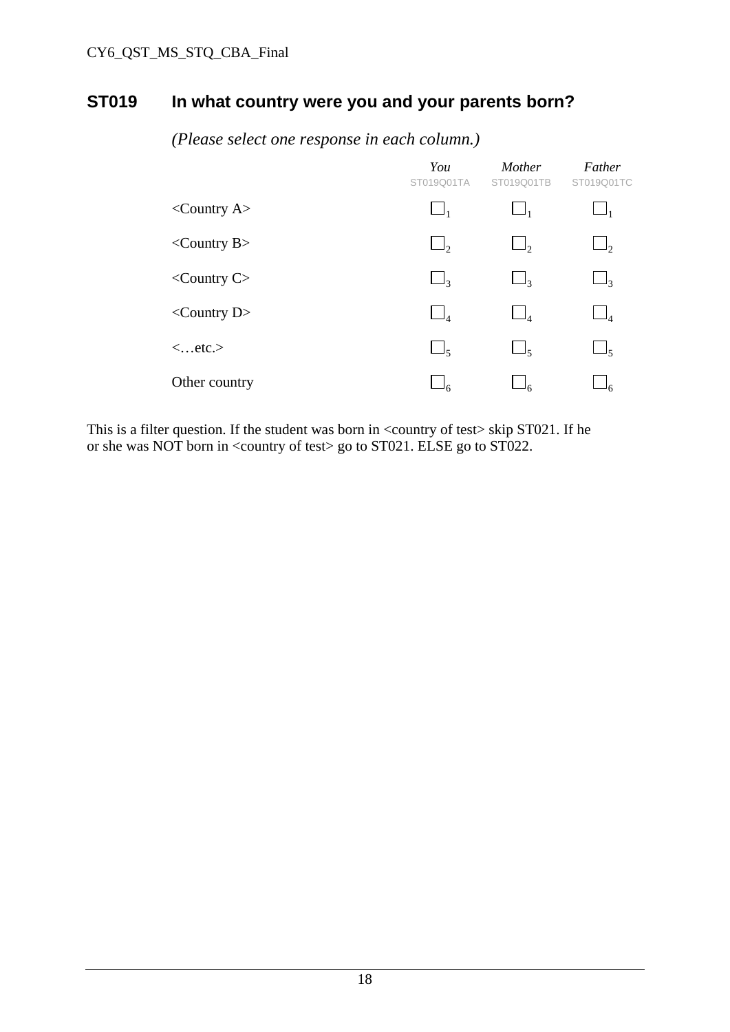## ST019 In what country were you and your parents born?

*(Please select one response in each column.)*

| | *You* ST019Q01TA | *Mother* ST019Q01TB | *Father* ST019Q01TC |
|---|---|---|---|
| <Country A> | ☐1 | ☐1 | ☐1 |
| <Country B> | ☐2 | ☐2 | ☐2 |
| <Country C> | ☐3 | ☐3 | ☐3 |
| <Country D> | ☐4 | ☐4 | ☐4 |
| <…etc.> | ☐5 | ☐5 | ☐5 |
| Other country | ☐6 | ☐6 | ☐6 |

This is a filter question. If the student was born in <country of test> skip ST021. If he or she was NOT born in <country of test> go to ST021. ELSE go to ST022.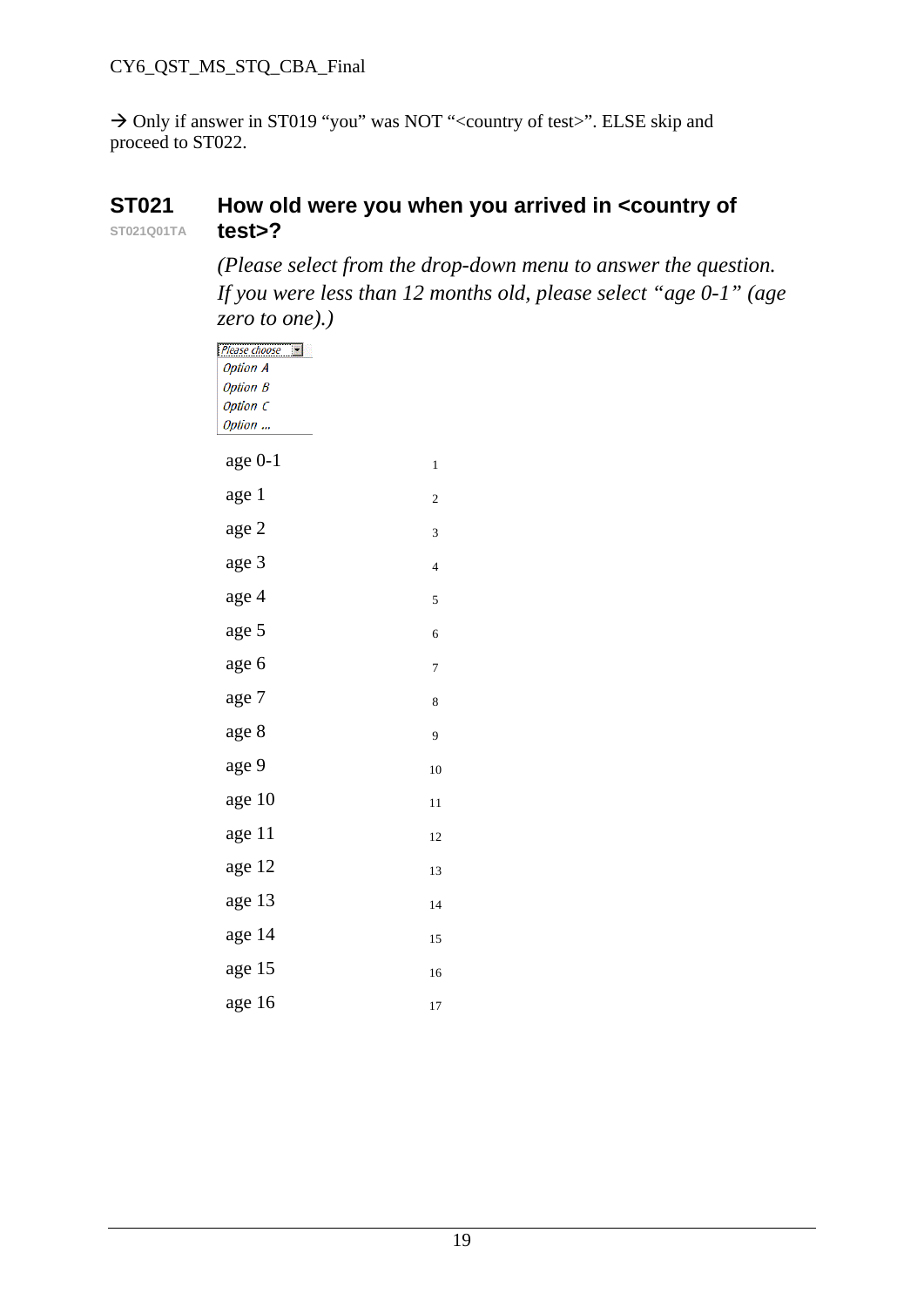→ Only if answer in ST019 “you” was NOT “<country of test>”. ELSE skip and proceed to ST022.

## ST021 How old were you when you arrived in <country of test>?

ST021Q01TA

*(Please select from the drop-down menu to answer the question. If you were less than 12 months old, please select “age 0-1” (age zero to one).)*

Please choose
Option A
Option B
Option C
Option ...

| | |
|---|---|
| age 0-1 | 1 |
| age 1 | 2 |
| age 2 | 3 |
| age 3 | 4 |
| age 4 | 5 |
| age 5 | 6 |
| age 6 | 7 |
| age 7 | 8 |
| age 8 | 9 |
| age 9 | 10 |
| age 10 | 11 |
| age 11 | 12 |
| age 12 | 13 |
| age 13 | 14 |
| age 14 | 15 |
| age 15 | 16 |
| age 16 | 17 |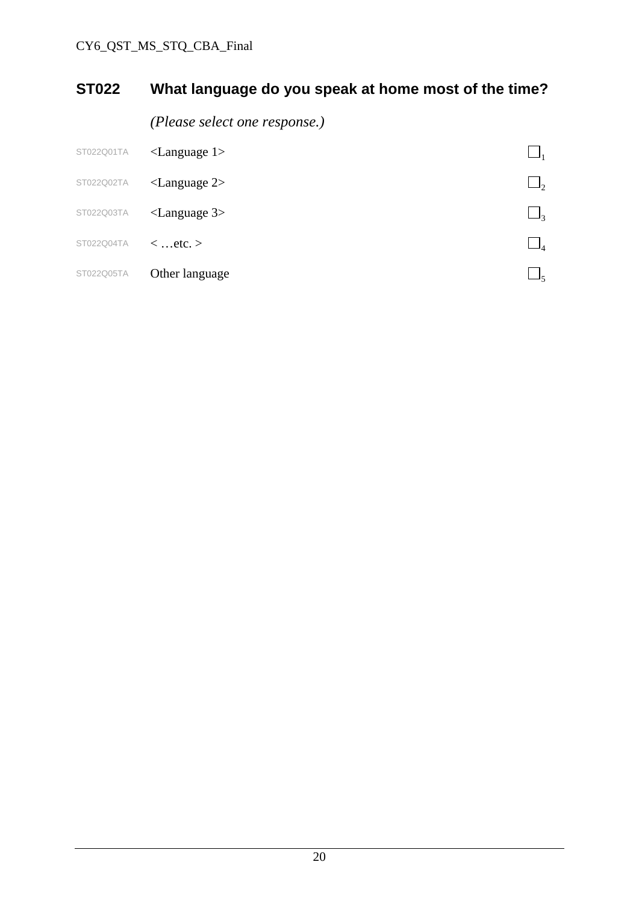## ST022 What language do you speak at home most of the time?

*(Please select one response.)*

| | | |
|---|---|---|
| ST022Q01TA | <Language 1> | ☐1 |
| ST022Q02TA | <Language 2> | ☐2 |
| ST022Q03TA | <Language 3> | ☐3 |
| ST022Q04TA | < …etc. > | ☐4 |
| ST022Q05TA | Other language | ☐5 |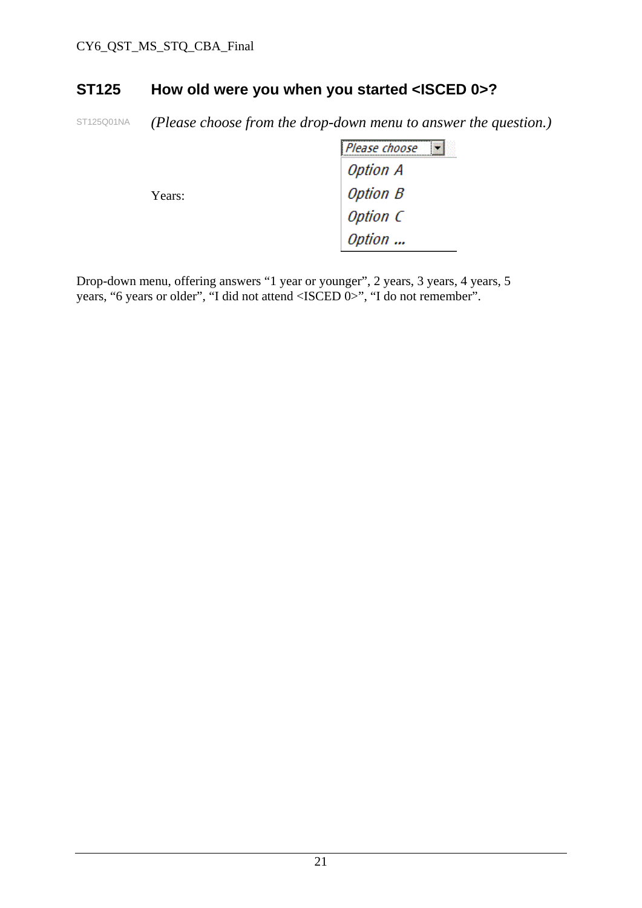## ST125 How old were you when you started <ISCED 0>?

ST125Q01NA *(Please choose from the drop-down menu to answer the question.)*

Years:

| *Please choose* |
|---|
| *Option A* |
| *Option B* |
| *Option C* |
| *Option ...* |

Drop-down menu, offering answers “1 year or younger”, 2 years, 3 years, 4 years, 5 years, “6 years or older”, “I did not attend <ISCED 0>”, “I do not remember”.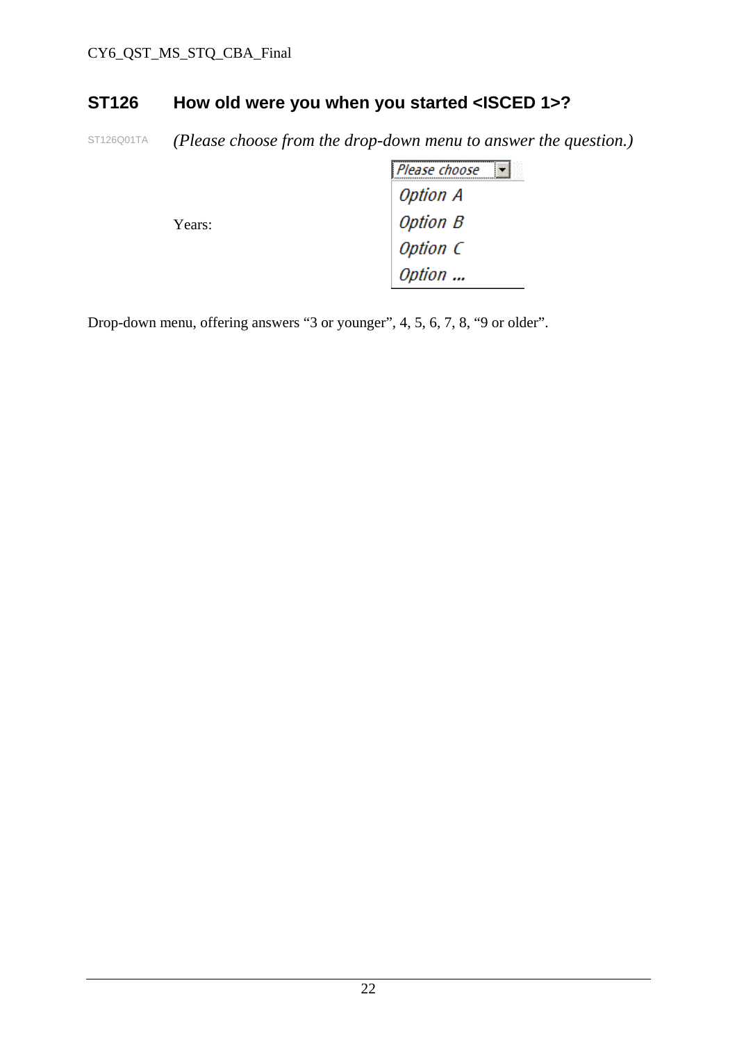## ST126 How old were you when you started <ISCED 1>?

ST126Q01TA *(Please choose from the drop-down menu to answer the question.)*

Years:

| Please choose |
|---|
| Option A |
| Option B |
| Option C |
| Option ... |

Drop-down menu, offering answers “3 or younger”, 4, 5, 6, 7, 8, “9 or older”.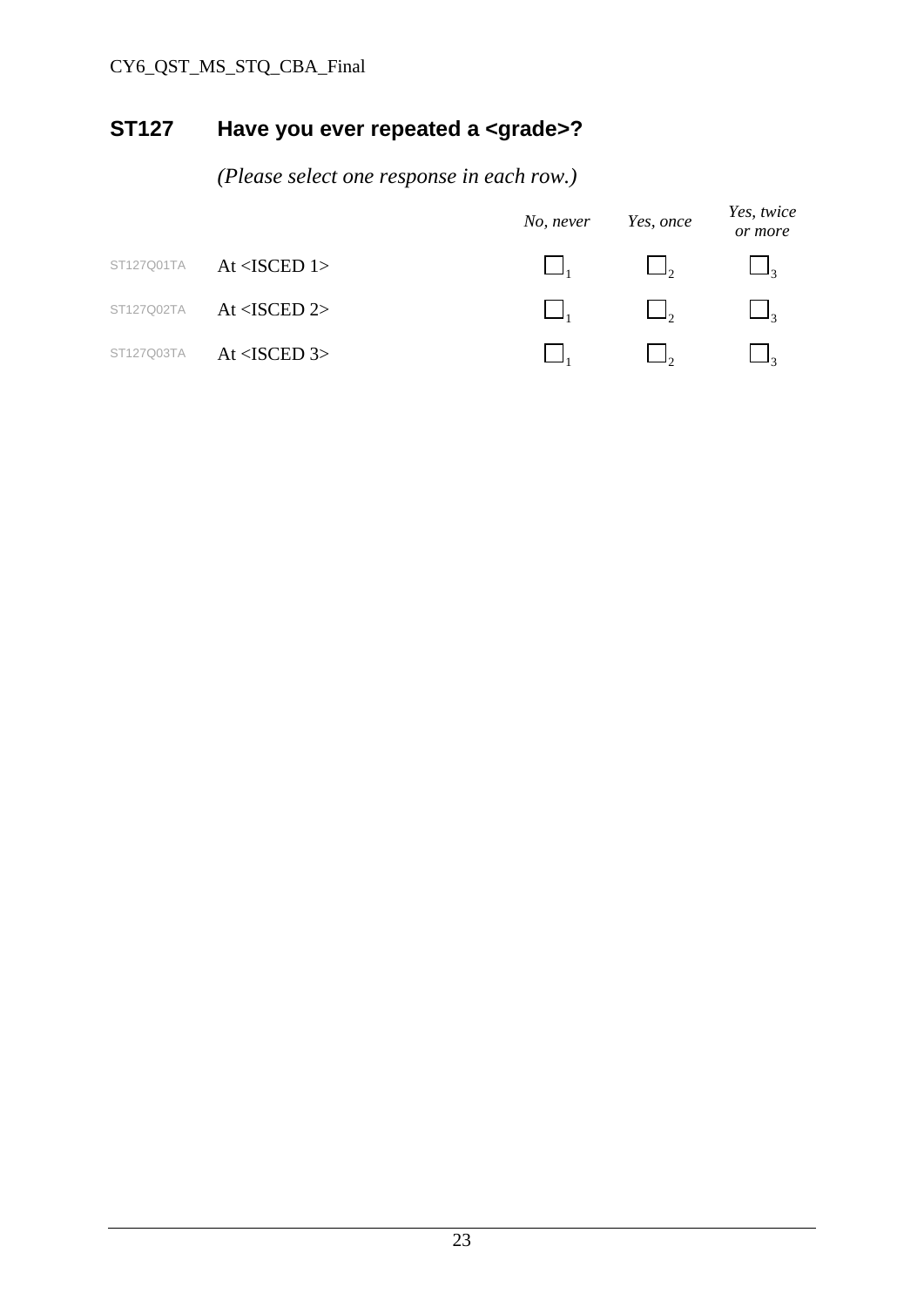## ST127 Have you ever repeated a <grade>?

*(Please select one response in each row.)*

| | | *No, never* | *Yes, once* | *Yes, twice or more* |
|---|---|---|---|---|
| ST127Q01TA | At <ISCED 1> | ☐1 | ☐2 | ☐3 |
| ST127Q02TA | At <ISCED 2> | ☐1 | ☐2 | ☐3 |
| ST127Q03TA | At <ISCED 3> | ☐1 | ☐2 | ☐3 |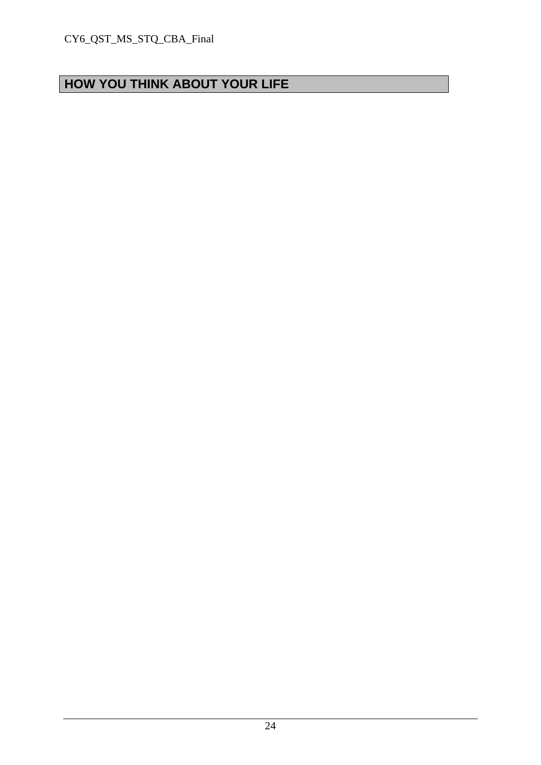## HOW YOU THINK ABOUT YOUR LIFE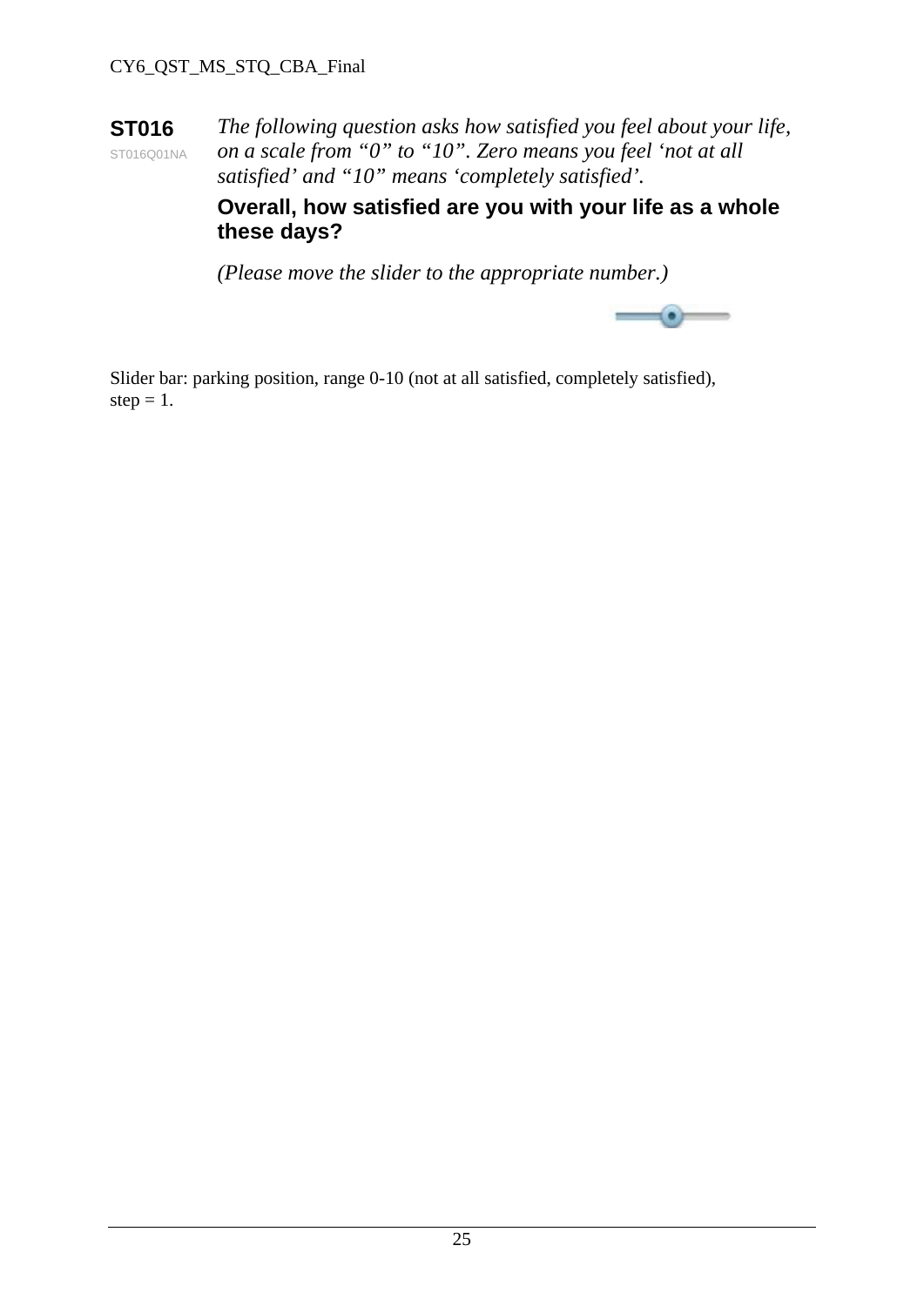**ST016**
ST016Q01NA

*The following question asks how satisfied you feel about your life, on a scale from "0" to "10". Zero means you feel 'not at all satisfied' and "10" means 'completely satisfied'.*

**Overall, how satisfied are you with your life as a whole these days?**

*(Please move the slider to the appropriate number.)*

Slider bar: parking position, range 0-10 (not at all satisfied, completely satisfied), step = 1.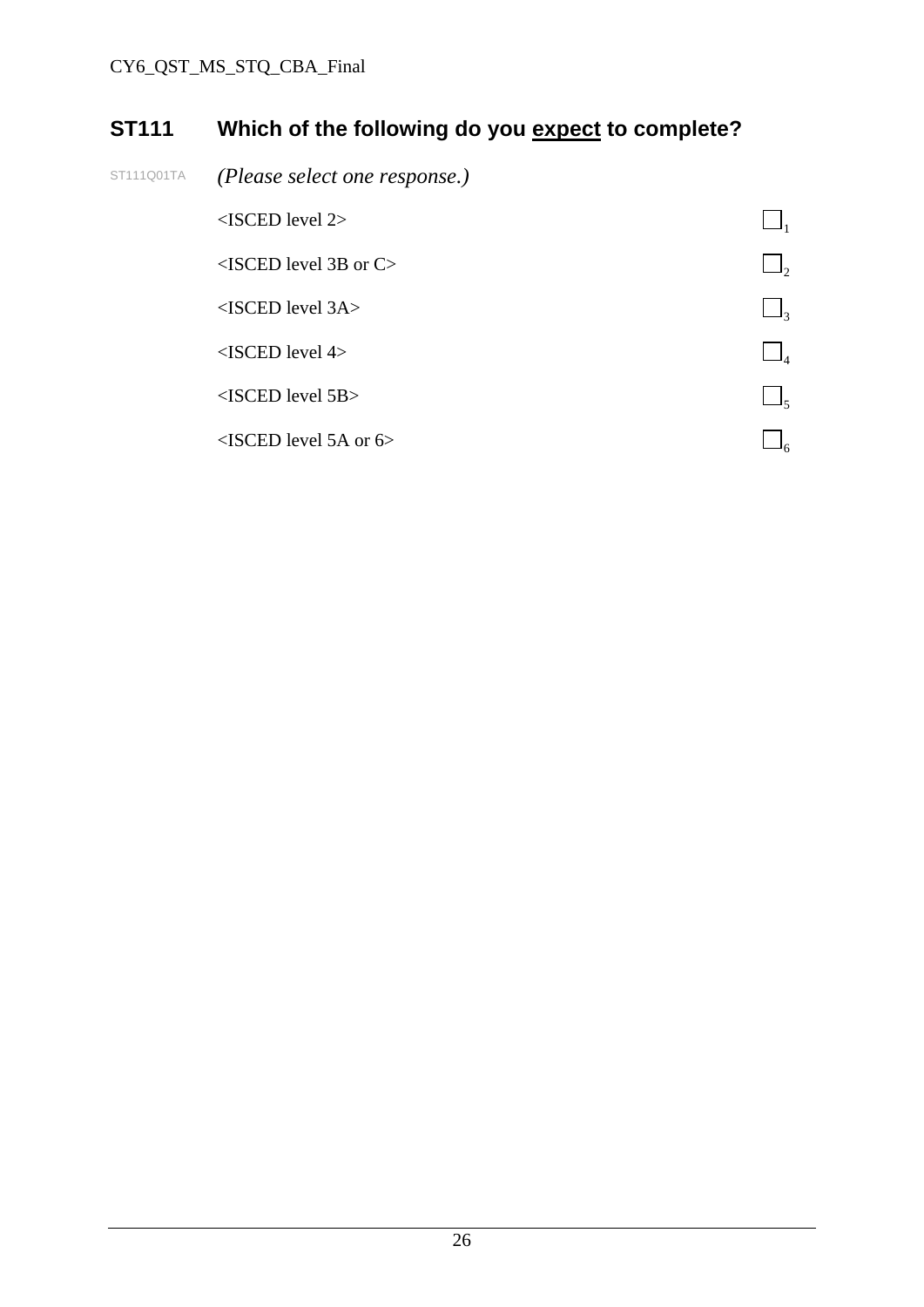## ST111 Which of the following do you <u>expect</u> to complete?

ST111Q01TA *(Please select one response.)*

| | |
|---|---|
| <ISCED level 2> | ☐ 1 |
| <ISCED level 3B or C> | ☐ 2 |
| <ISCED level 3A> | ☐ 3 |
| <ISCED level 4> | ☐ 4 |
| <ISCED level 5B> | ☐ 5 |
| <ISCED level 5A or 6> | ☐ 6 |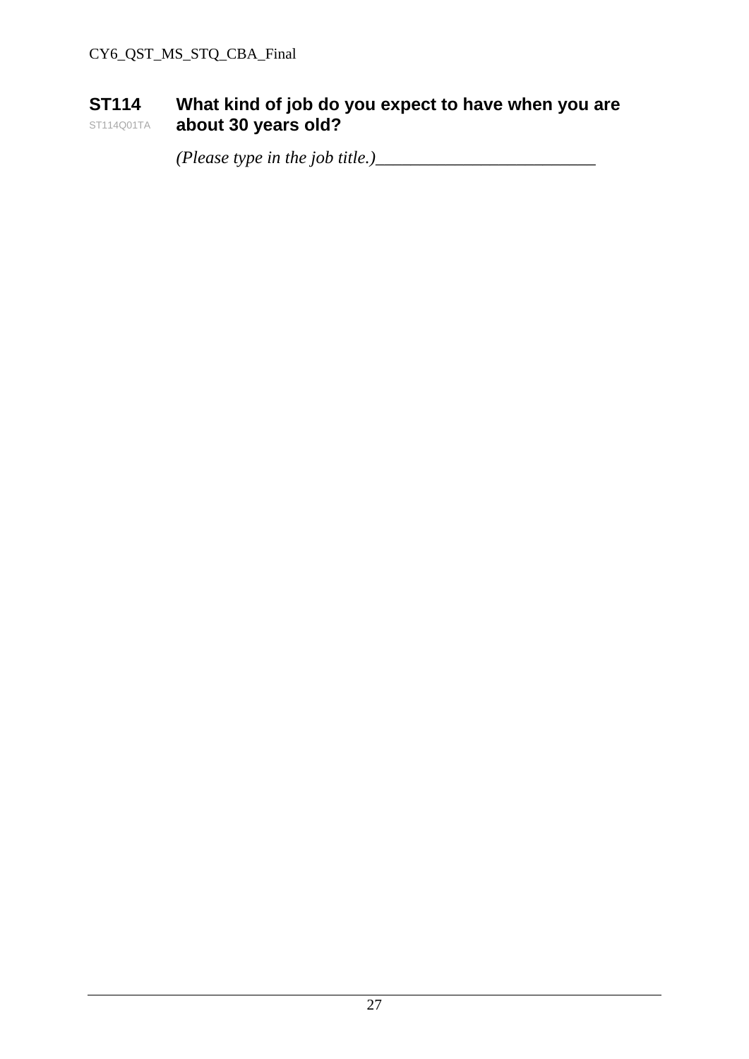**ST114** ST114Q01TA **What kind of job do you expect to have when you are about 30 years old?**

*(Please type in the job title.)*_________________________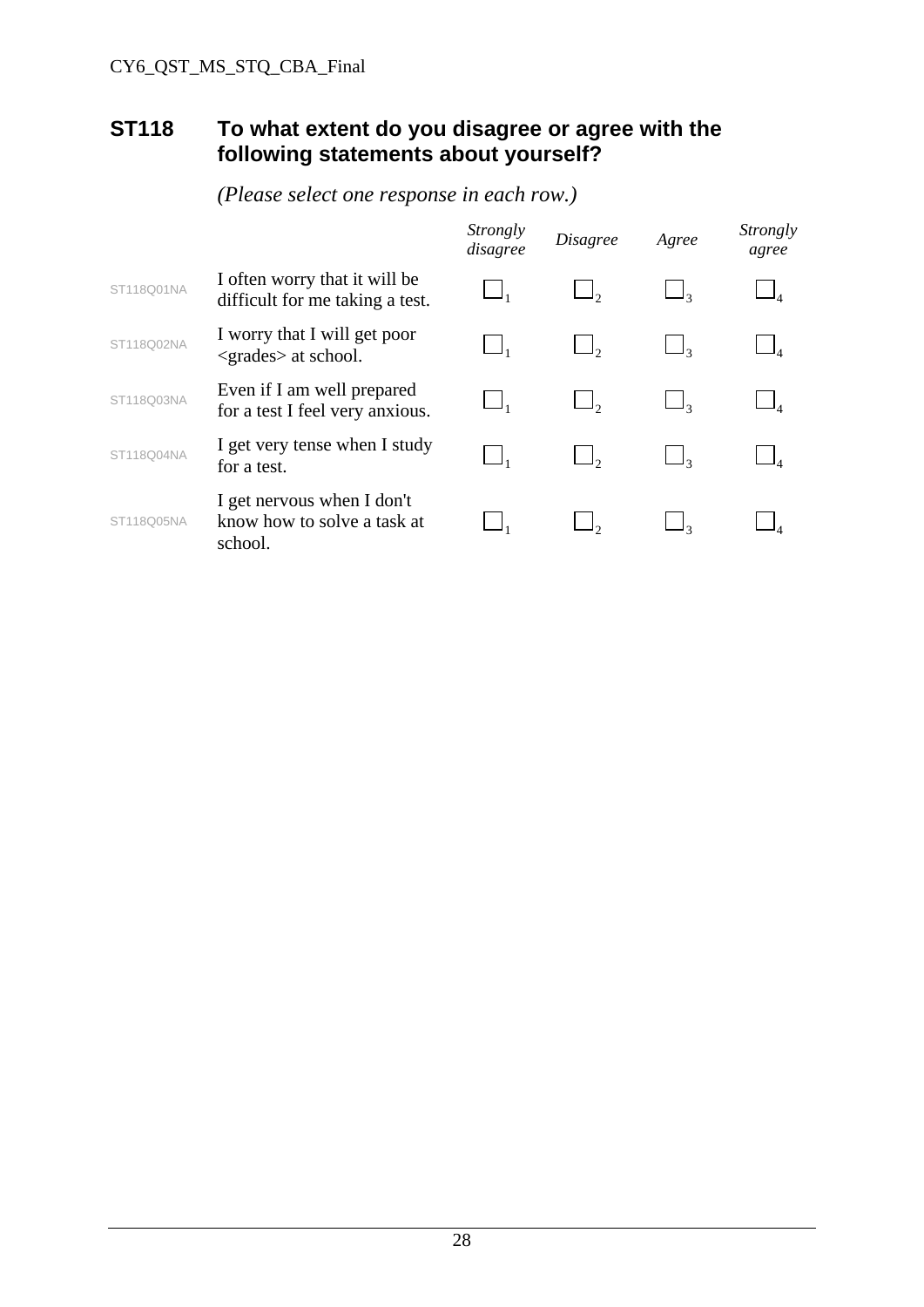## ST118 To what extent do you disagree or agree with the following statements about yourself?

*(Please select one response in each row.)*

| | | *Strongly disagree* | *Disagree* | *Agree* | *Strongly agree* |
|---|---|---|---|---|---|
| ST118Q01NA | I often worry that it will be difficult for me taking a test. | ☐1 | ☐2 | ☐3 | ☐4 |
| ST118Q02NA | I worry that I will get poor <grades> at school. | ☐1 | ☐2 | ☐3 | ☐4 |
| ST118Q03NA | Even if I am well prepared for a test I feel very anxious. | ☐1 | ☐2 | ☐3 | ☐4 |
| ST118Q04NA | I get very tense when I study for a test. | ☐1 | ☐2 | ☐3 | ☐4 |
| ST118Q05NA | I get nervous when I don't know how to solve a task at school. | ☐1 | ☐2 | ☐3 | ☐4 |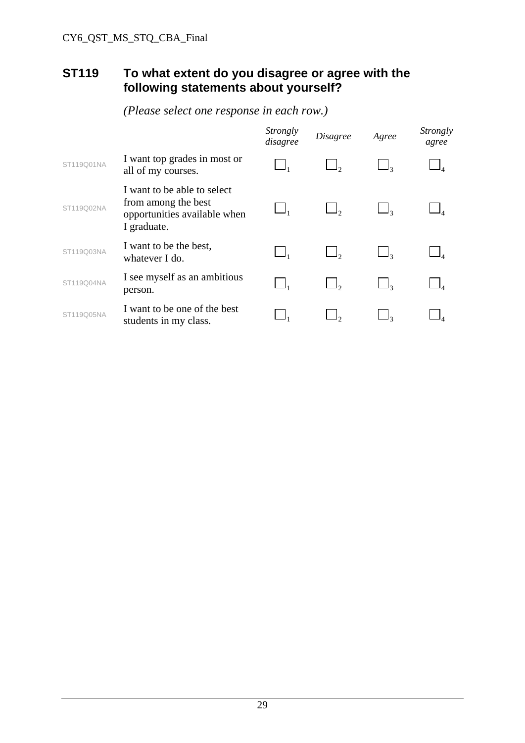## ST119 To what extent do you disagree or agree with the following statements about yourself?

*(Please select one response in each row.)*

| | | *Strongly disagree* | *Disagree* | *Agree* | *Strongly agree* |
|---|---|---|---|---|---|
| ST119Q01NA | I want top grades in most or all of my courses. | ☐1 | ☐2 | ☐3 | ☐4 |
| ST119Q02NA | I want to be able to select from among the best opportunities available when I graduate. | ☐1 | ☐2 | ☐3 | ☐4 |
| ST119Q03NA | I want to be the best, whatever I do. | ☐1 | ☐2 | ☐3 | ☐4 |
| ST119Q04NA | I see myself as an ambitious person. | ☐1 | ☐2 | ☐3 | ☐4 |
| ST119Q05NA | I want to be one of the best students in my class. | ☐1 | ☐2 | ☐3 | ☐4 |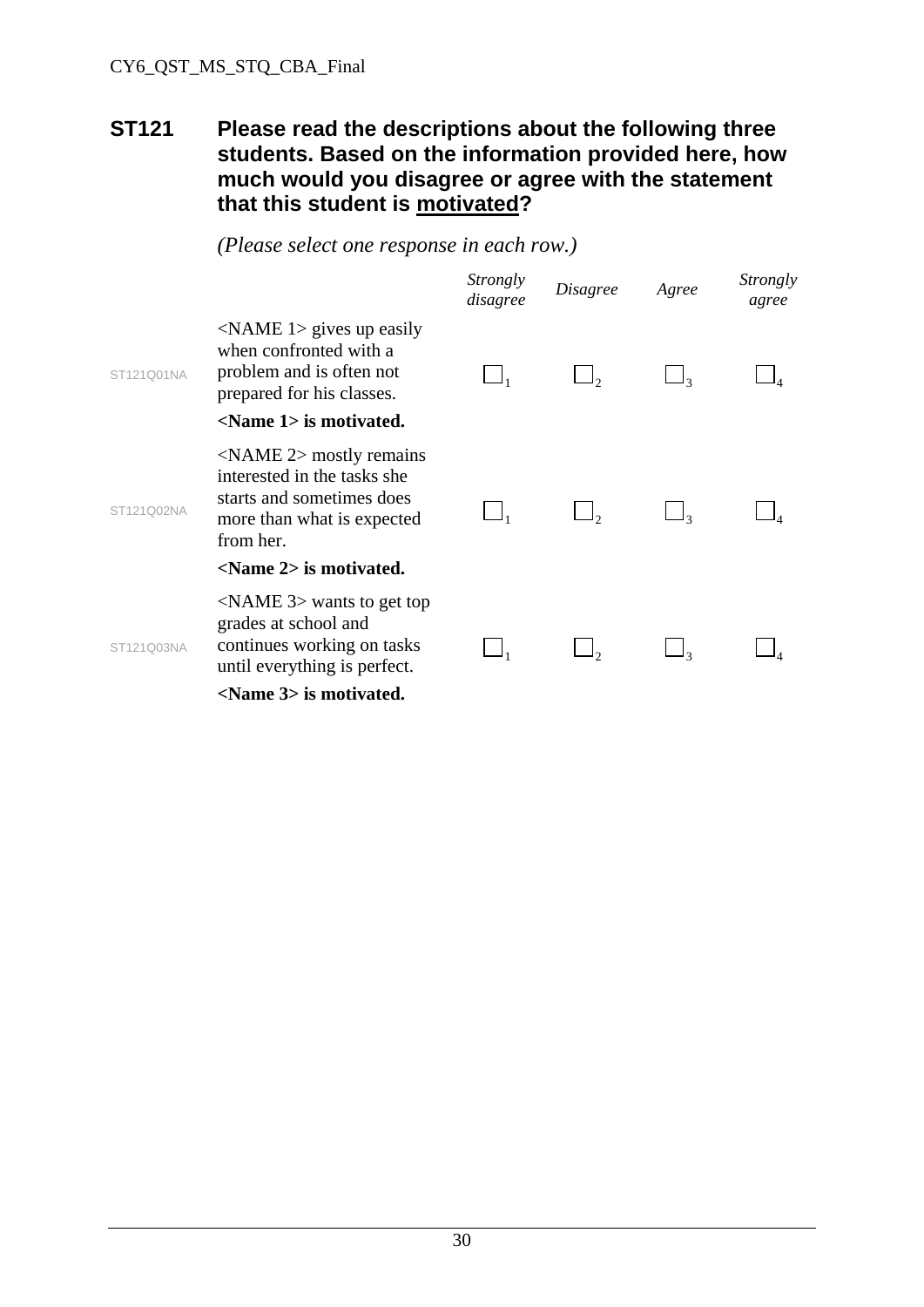**ST121 Please read the descriptions about the following three students. Based on the information provided here, how much would you disagree or agree with the statement that this student is <u>motivated</u>?**

*(Please select one response in each row.)*

| | | *Strongly disagree* | *Disagree* | *Agree* | *Strongly agree* |
|---|---|---|---|---|---|
| ST121Q01NA | <NAME 1> gives up easily when confronted with a problem and is often not prepared for his classes. **<Name 1> is motivated.** | ☐1 | ☐2 | ☐3 | ☐4 |
| ST121Q02NA | <NAME 2> mostly remains interested in the tasks she starts and sometimes does more than what is expected from her. **<Name 2> is motivated.** | ☐1 | ☐2 | ☐3 | ☐4 |
| ST121Q03NA | <NAME 3> wants to get top grades at school and continues working on tasks until everything is perfect. **<Name 3> is motivated.** | ☐1 | ☐2 | ☐3 | ☐4 |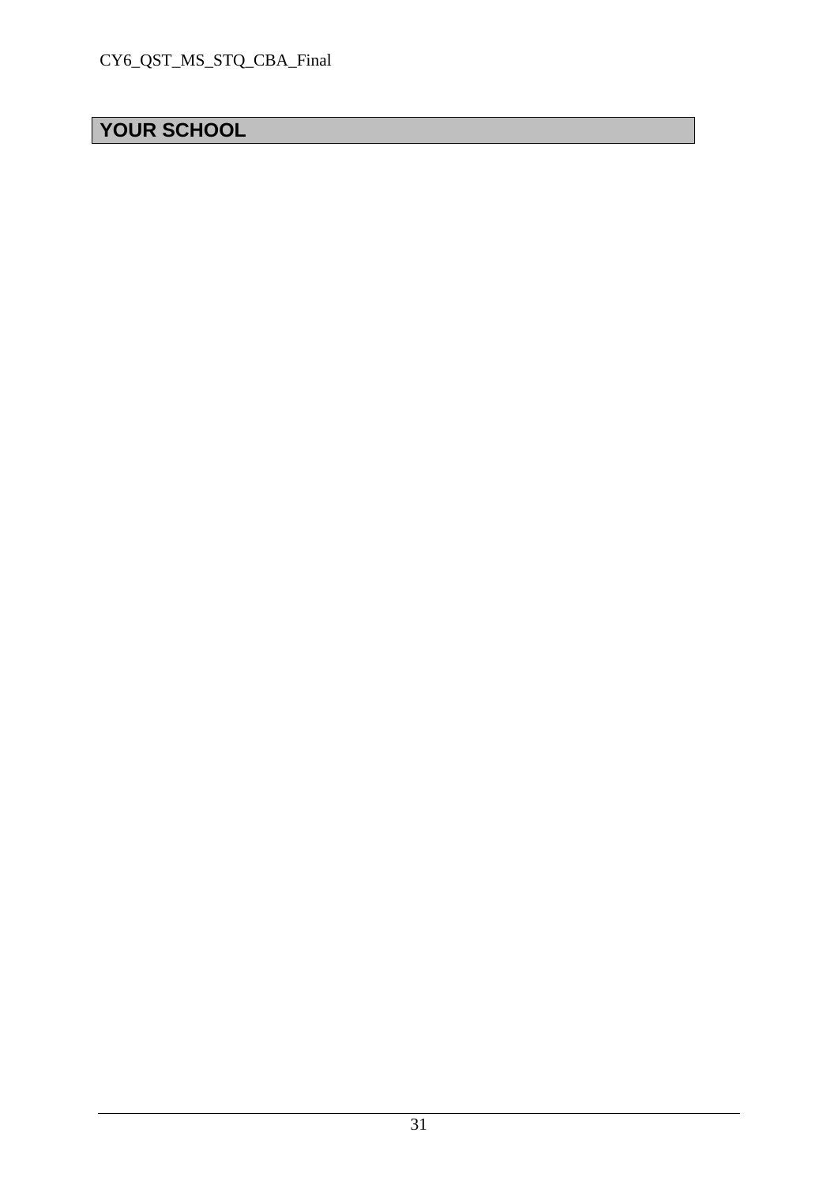## YOUR SCHOOL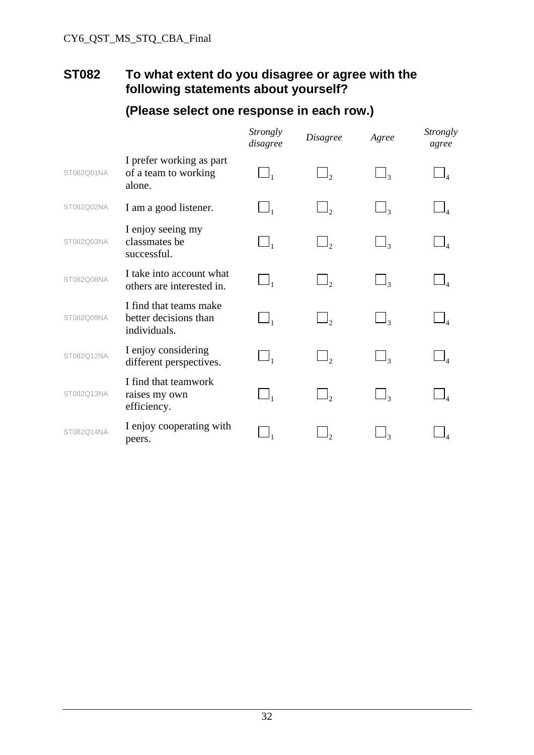## ST082 To what extent do you disagree or agree with the following statements about yourself?

**(Please select one response in each row.)**

| | | *Strongly disagree* | *Disagree* | *Agree* | *Strongly agree* |
|---|---|---|---|---|---|
| ST082Q01NA | I prefer working as part of a team to working alone. | ☐1 | ☐2 | ☐3 | ☐4 |
| ST082Q02NA | I am a good listener. | ☐1 | ☐2 | ☐3 | ☐4 |
| ST082Q03NA | I enjoy seeing my classmates be successful. | ☐1 | ☐2 | ☐3 | ☐4 |
| ST082Q08NA | I take into account what others are interested in. | ☐1 | ☐2 | ☐3 | ☐4 |
| ST082Q09NA | I find that teams make better decisions than individuals. | ☐1 | ☐2 | ☐3 | ☐4 |
| ST082Q12NA | I enjoy considering different perspectives. | ☐1 | ☐2 | ☐3 | ☐4 |
| ST082Q13NA | I find that teamwork raises my own efficiency. | ☐1 | ☐2 | ☐3 | ☐4 |
| ST082Q14NA | I enjoy cooperating with peers. | ☐1 | ☐2 | ☐3 | ☐4 |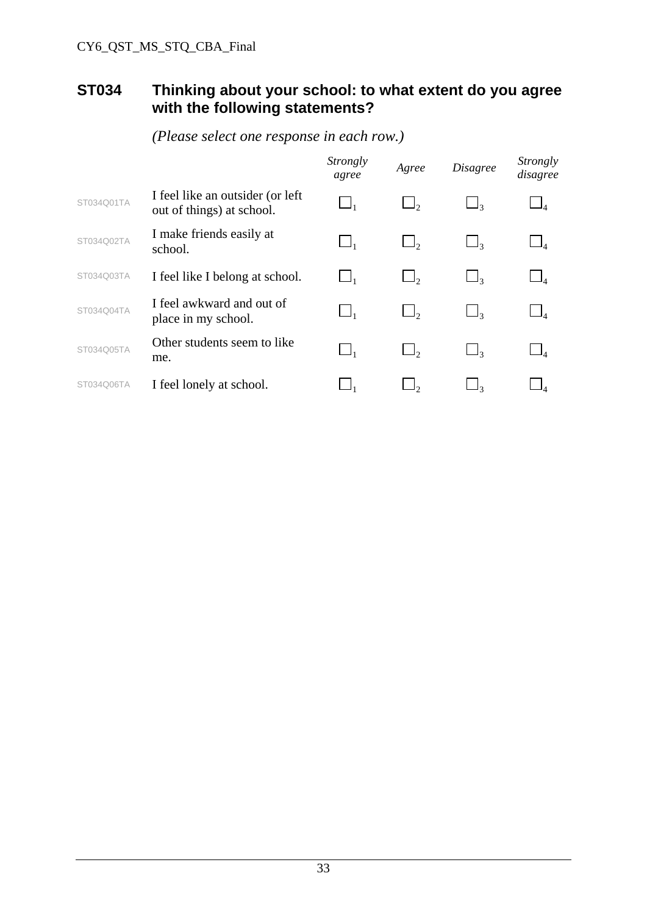## ST034 Thinking about your school: to what extent do you agree with the following statements?

*(Please select one response in each row.)*

| | | *Strongly agree* | *Agree* | *Disagree* | *Strongly disagree* |
|---|---|---|---|---|---|
| ST034Q01TA | I feel like an outsider (or left out of things) at school. | ☐1 | ☐2 | ☐3 | ☐4 |
| ST034Q02TA | I make friends easily at school. | ☐1 | ☐2 | ☐3 | ☐4 |
| ST034Q03TA | I feel like I belong at school. | ☐1 | ☐2 | ☐3 | ☐4 |
| ST034Q04TA | I feel awkward and out of place in my school. | ☐1 | ☐2 | ☐3 | ☐4 |
| ST034Q05TA | Other students seem to like me. | ☐1 | ☐2 | ☐3 | ☐4 |
| ST034Q06TA | I feel lonely at school. | ☐1 | ☐2 | ☐3 | ☐4 |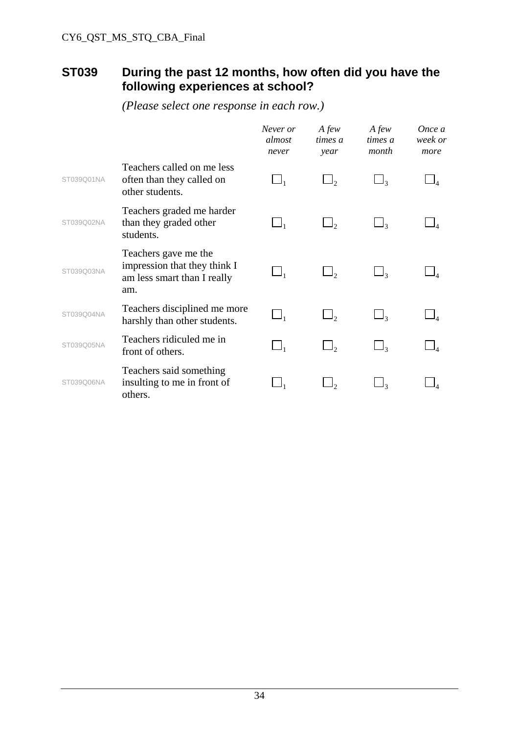## ST039 During the past 12 months, how often did you have the following experiences at school?

*(Please select one response in each row.)*

| | | *Never or almost never* | *A few times a year* | *A few times a month* | *Once a week or more* |
|---|---|---|---|---|---|
| ST039Q01NA | Teachers called on me less often than they called on other students. | ☐1 | ☐2 | ☐3 | ☐4 |
| ST039Q02NA | Teachers graded me harder than they graded other students. | ☐1 | ☐2 | ☐3 | ☐4 |
| ST039Q03NA | Teachers gave me the impression that they think I am less smart than I really am. | ☐1 | ☐2 | ☐3 | ☐4 |
| ST039Q04NA | Teachers disciplined me more harshly than other students. | ☐1 | ☐2 | ☐3 | ☐4 |
| ST039Q05NA | Teachers ridiculed me in front of others. | ☐1 | ☐2 | ☐3 | ☐4 |
| ST039Q06NA | Teachers said something insulting to me in front of others. | ☐1 | ☐2 | ☐3 | ☐4 |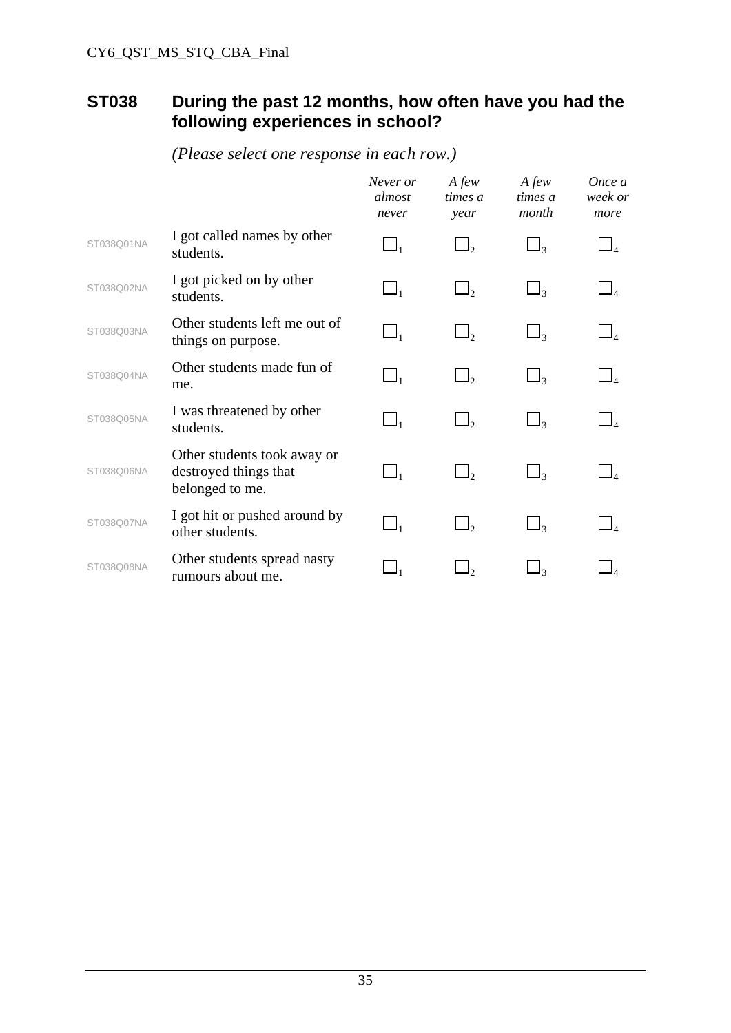## ST038 During the past 12 months, how often have you had the following experiences in school?

*(Please select one response in each row.)*

| | | *Never or almost never* | *A few times a year* | *A few times a month* | *Once a week or more* |
|---|---|---|---|---|---|
| ST038Q01NA | I got called names by other students. | ☐1 | ☐2 | ☐3 | ☐4 |
| ST038Q02NA | I got picked on by other students. | ☐1 | ☐2 | ☐3 | ☐4 |
| ST038Q03NA | Other students left me out of things on purpose. | ☐1 | ☐2 | ☐3 | ☐4 |
| ST038Q04NA | Other students made fun of me. | ☐1 | ☐2 | ☐3 | ☐4 |
| ST038Q05NA | I was threatened by other students. | ☐1 | ☐2 | ☐3 | ☐4 |
| ST038Q06NA | Other students took away or destroyed things that belonged to me. | ☐1 | ☐2 | ☐3 | ☐4 |
| ST038Q07NA | I got hit or pushed around by other students. | ☐1 | ☐2 | ☐3 | ☐4 |
| ST038Q08NA | Other students spread nasty rumours about me. | ☐1 | ☐2 | ☐3 | ☐4 |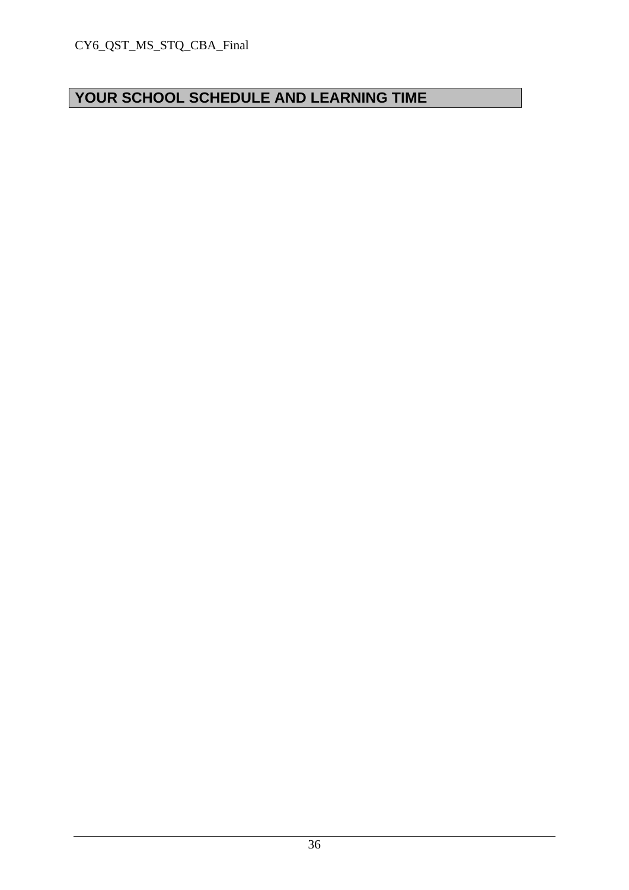# YOUR SCHOOL SCHEDULE AND LEARNING TIME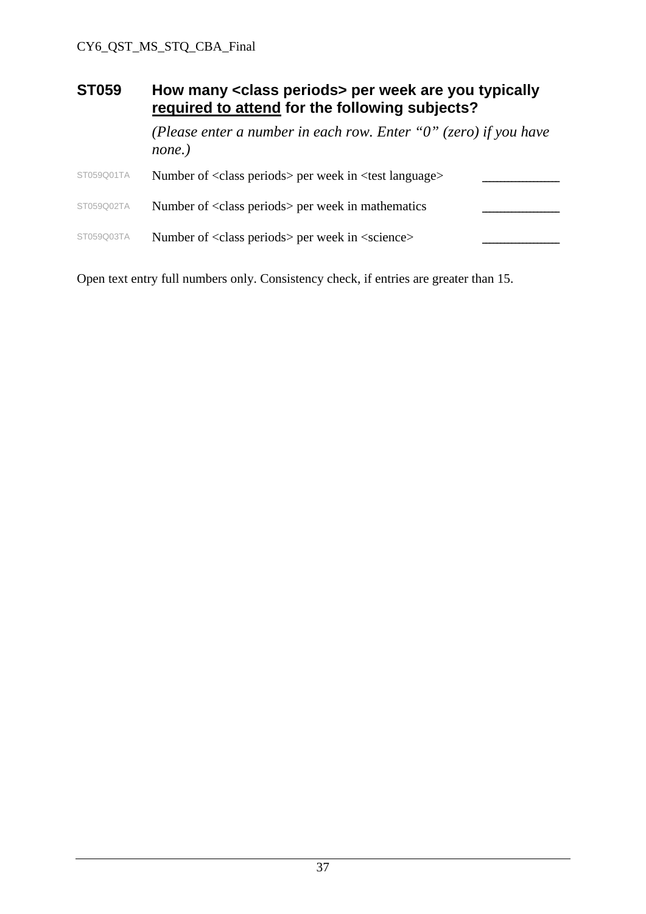## ST059 How many <class periods> per week are you typically <u>required to attend</u> for the following subjects?

*(Please enter a number in each row. Enter "0" (zero) if you have none.)*

| | | |
|---|---|---|
| ST059Q01TA | Number of <class periods> per week in <test language> | ___________ |
| ST059Q02TA | Number of <class periods> per week in mathematics | ___________ |
| ST059Q03TA | Number of <class periods> per week in <science> | ___________ |

Open text entry full numbers only. Consistency check, if entries are greater than 15.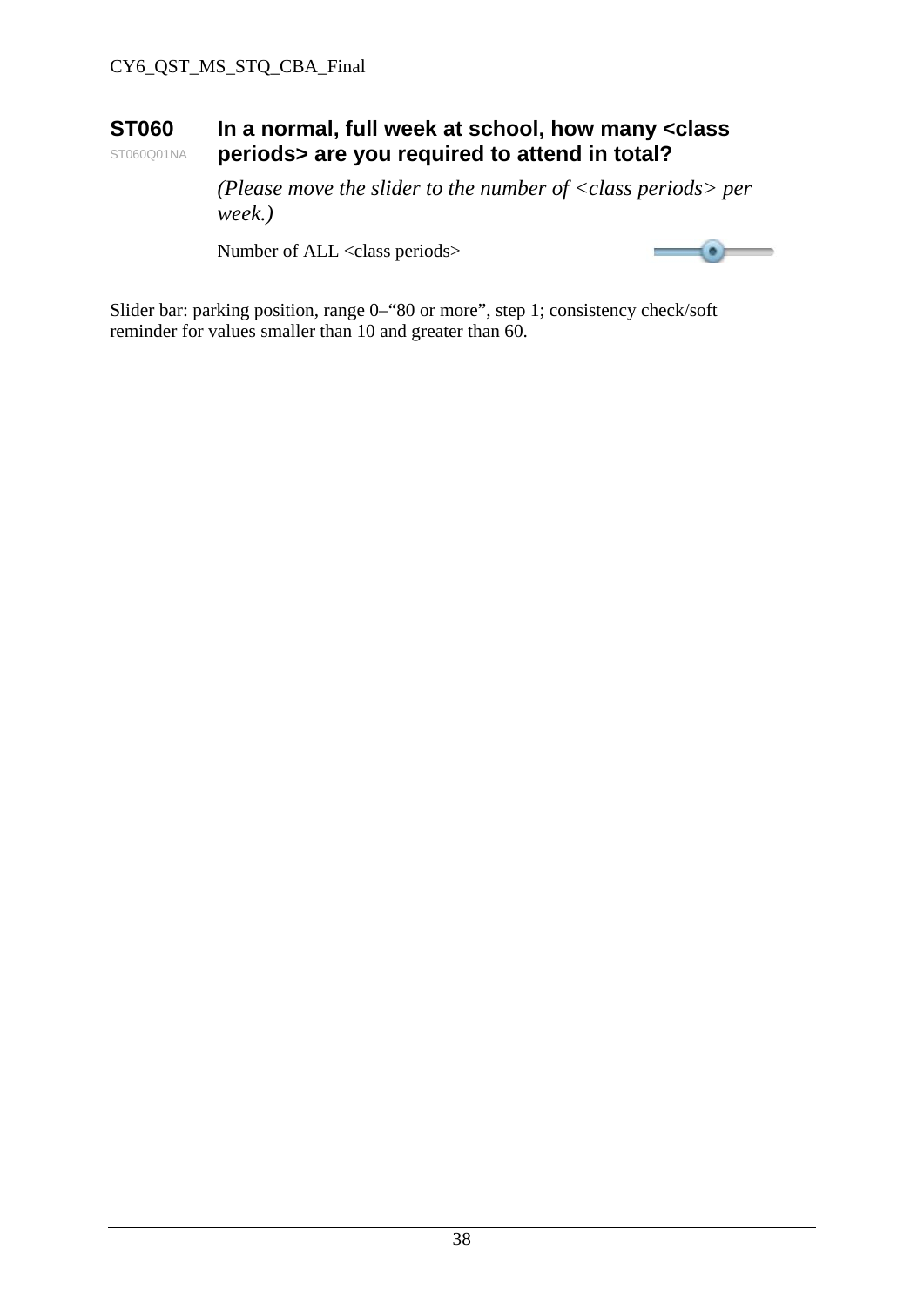**ST060** ST060Q01NA

**In a normal, full week at school, how many <class periods> are you required to attend in total?**

*(Please move the slider to the number of <class periods> per week.)*

Number of ALL <class periods>

Slider bar: parking position, range 0–"80 or more", step 1; consistency check/soft reminder for values smaller than 10 and greater than 60.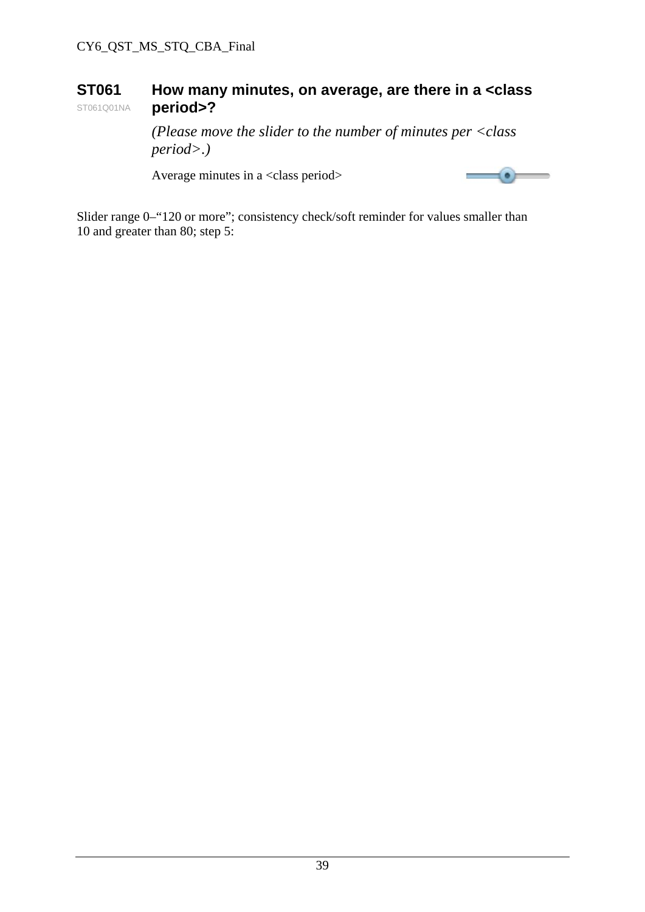**ST061** ST061Q01NA **How many minutes, on average, are there in a <class period>?**

*(Please move the slider to the number of minutes per <class period>.)*

Average minutes in a <class period>

Slider range 0–“120 or more”; consistency check/soft reminder for values smaller than 10 and greater than 80; step 5: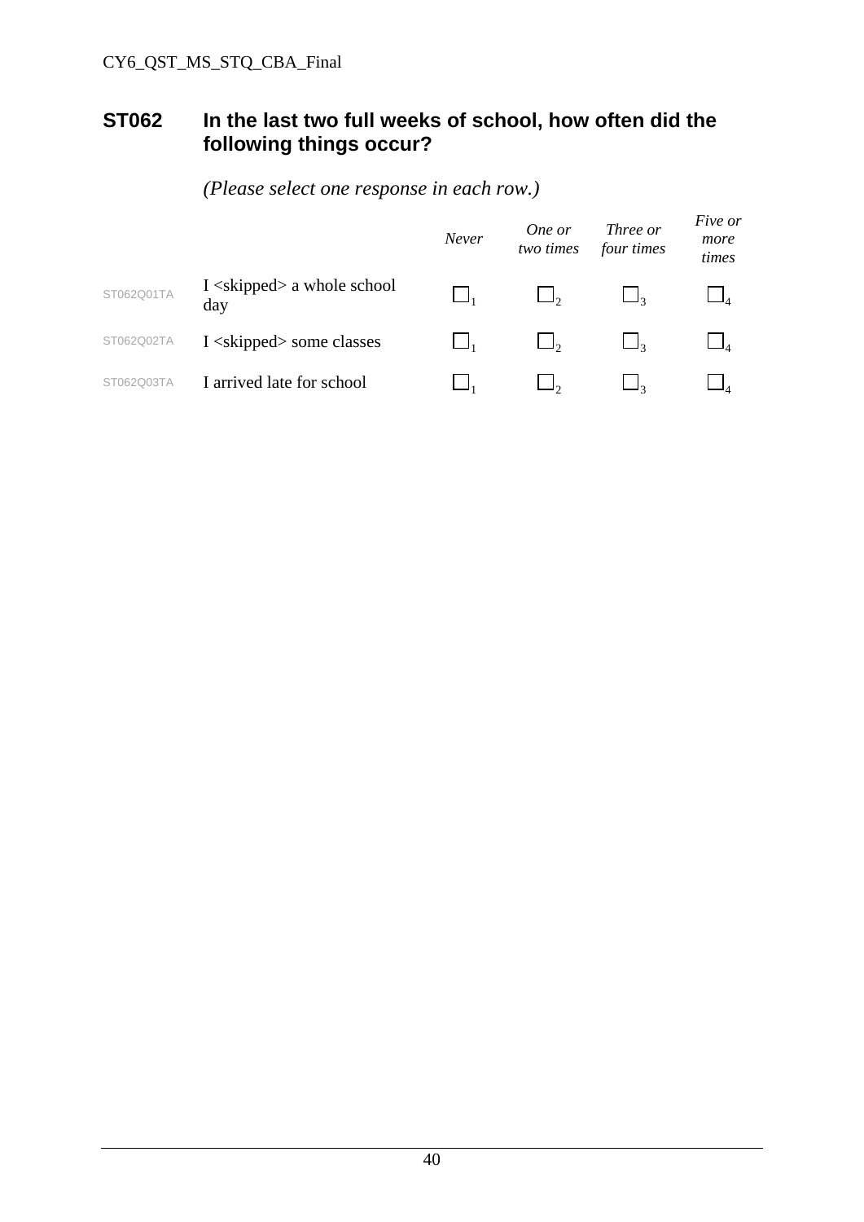## ST062 In the last two full weeks of school, how often did the following things occur?

*(Please select one response in each row.)*

| | | *Never* | *One or two times* | *Three or four times* | *Five or more times* |
|---|---|---|---|---|---|
| ST062Q01TA | I <skipped> a whole school day | ☐1 | ☐2 | ☐3 | ☐4 |
| ST062Q02TA | I <skipped> some classes | ☐1 | ☐2 | ☐3 | ☐4 |
| ST062Q03TA | I arrived late for school | ☐1 | ☐2 | ☐3 | ☐4 |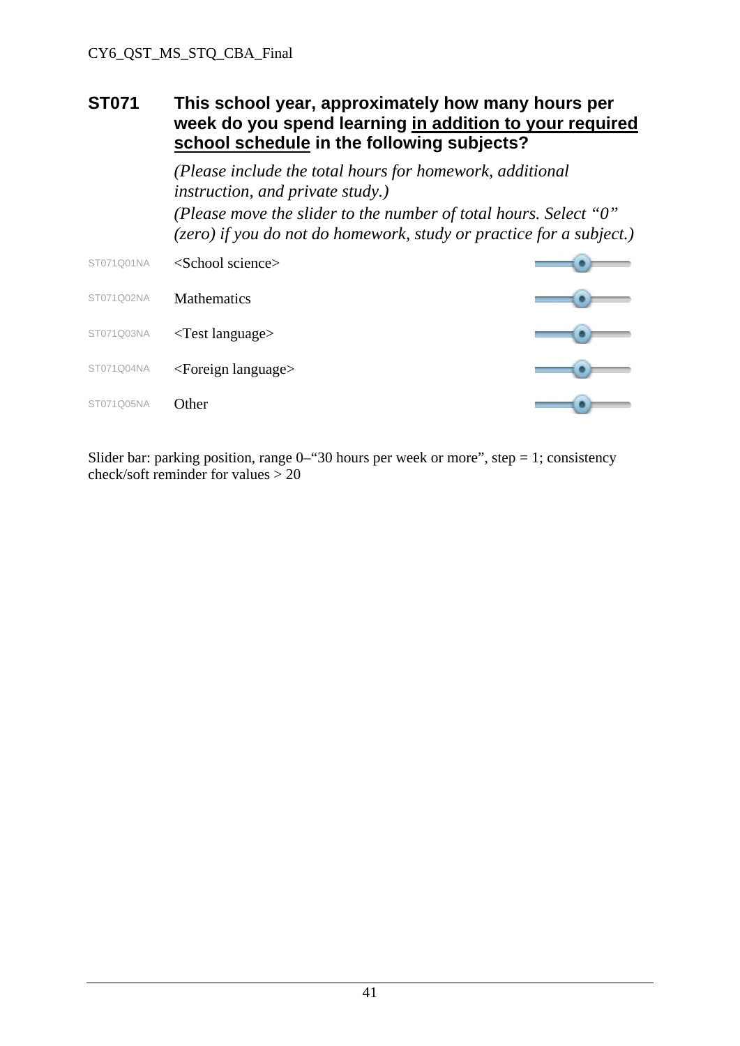## ST071 This school year, approximately how many hours per week do you spend learning <u>in addition to your required school schedule</u> in the following subjects?

*(Please include the total hours for homework, additional instruction, and private study.)*

*(Please move the slider to the number of total hours. Select "0" (zero) if you do not do homework, study or practice for a subject.)*

| | | |
|---|---|---|
| ST071Q01NA | <School science> | slider |
| ST071Q02NA | Mathematics | slider |
| ST071Q03NA | <Test language> | slider |
| ST071Q04NA | <Foreign language> | slider |
| ST071Q05NA | Other | slider |

Slider bar: parking position, range 0–"30 hours per week or more", step = 1; consistency check/soft reminder for values > 20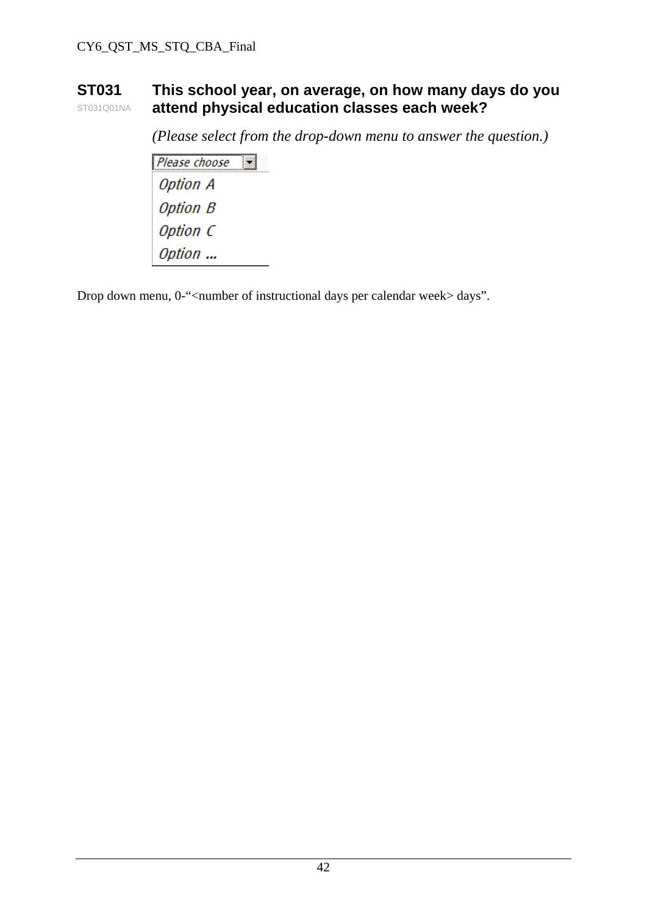**ST031** ST031Q01NA

**This school year, on average, on how many days do you attend physical education classes each week?**

*(Please select from the drop-down menu to answer the question.)*

*Please choose*

*Option A*
*Option B*
*Option C*
*Option ...*

Drop down menu, 0-“<number of instructional days per calendar week> days”.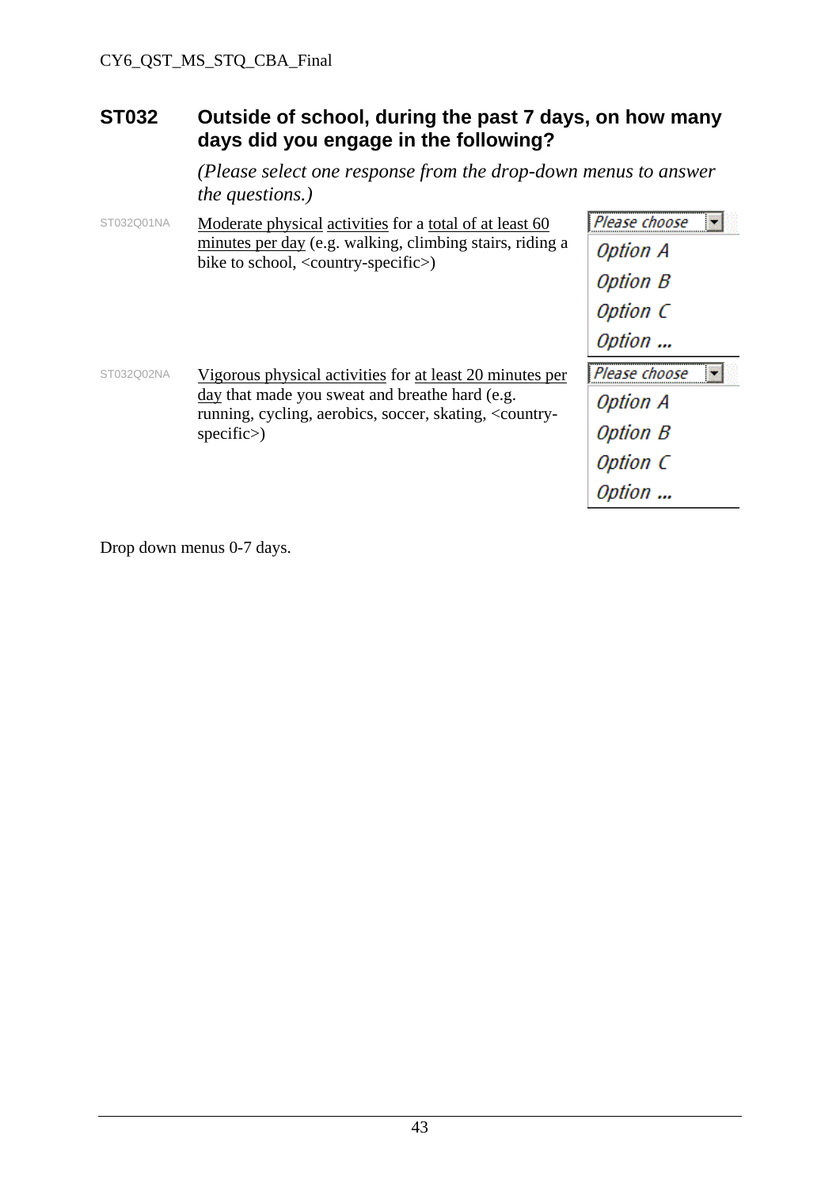## ST032 Outside of school, during the past 7 days, on how many days did you engage in the following?

*(Please select one response from the drop-down menus to answer the questions.)*

| | | |
|---|---|---|
| ST032Q01NA | Moderate physical activities for a total of at least 60 minutes per day (e.g. walking, climbing stairs, riding a bike to school, <country-specific>) | Please choose<br>Option A<br>Option B<br>Option C<br>Option ... |
| ST032Q02NA | Vigorous physical activities for at least 20 minutes per day that made you sweat and breathe hard (e.g. running, cycling, aerobics, soccer, skating, <country-specific>) | Please choose<br>Option A<br>Option B<br>Option C<br>Option ... |

Drop down menus 0-7 days.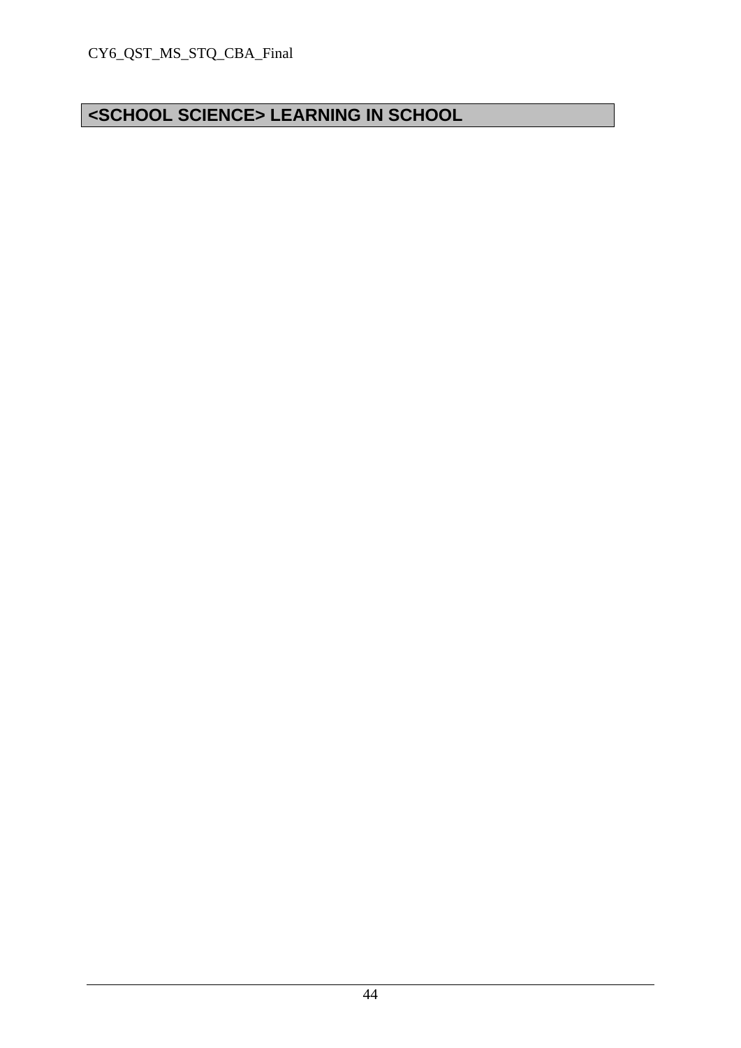## <SCHOOL SCIENCE> LEARNING IN SCHOOL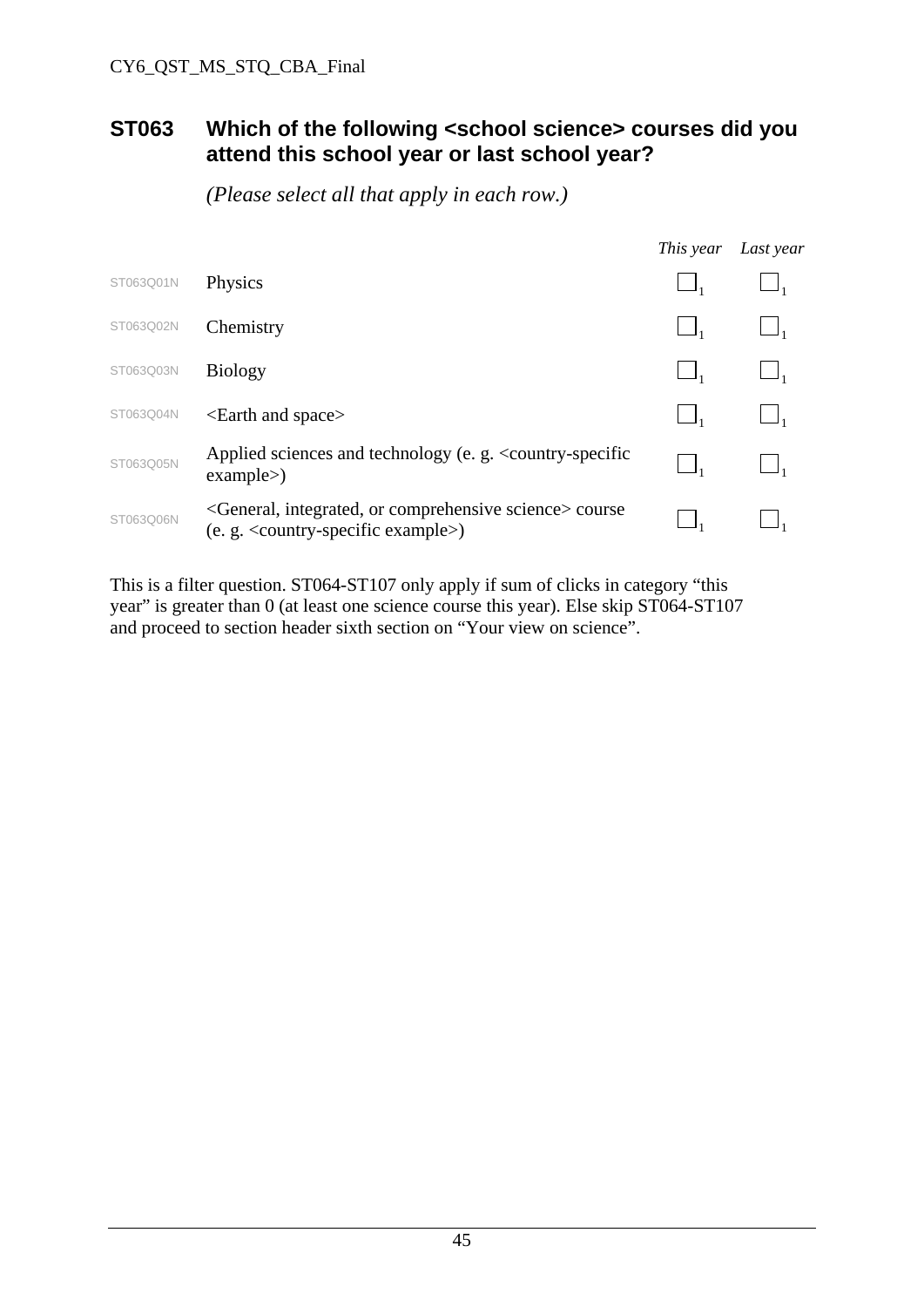## ST063 Which of the following <school science> courses did you attend this school year or last school year?

*(Please select all that apply in each row.)*

| | | *This year* | *Last year* |
|---|---|---|---|
| ST063Q01N | Physics | ☐1 | ☐1 |
| ST063Q02N | Chemistry | ☐1 | ☐1 |
| ST063Q03N | Biology | ☐1 | ☐1 |
| ST063Q04N | <Earth and space> | ☐1 | ☐1 |
| ST063Q05N | Applied sciences and technology (e. g. <country-specific example>) | ☐1 | ☐1 |
| ST063Q06N | <General, integrated, or comprehensive science> course (e. g. <country-specific example>) | ☐1 | ☐1 |

This is a filter question. ST064-ST107 only apply if sum of clicks in category "this year" is greater than 0 (at least one science course this year). Else skip ST064-ST107 and proceed to section header sixth section on "Your view on science".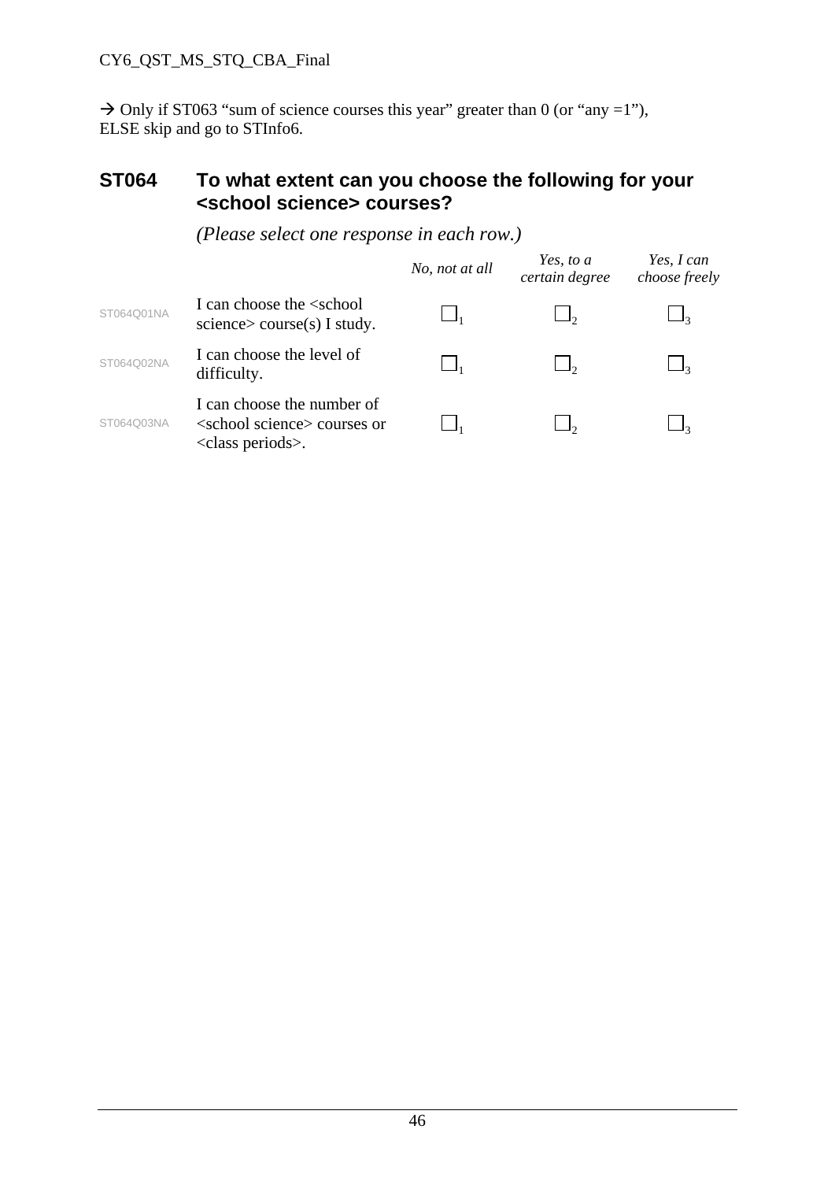→ Only if ST063 "sum of science courses this year" greater than 0 (or "any =1"), ELSE skip and go to STInfo6.

## ST064 To what extent can you choose the following for your <school science> courses?

*(Please select one response in each row.)*

| | | *No, not at all* | *Yes, to a certain degree* | *Yes, I can choose freely* |
|---|---|---|---|---|
| ST064Q01NA | I can choose the <school science> course(s) I study. | ☐1 | ☐2 | ☐3 |
| ST064Q02NA | I can choose the level of difficulty. | ☐1 | ☐2 | ☐3 |
| ST064Q03NA | I can choose the number of <school science> courses or <class periods>. | ☐1 | ☐2 | ☐3 |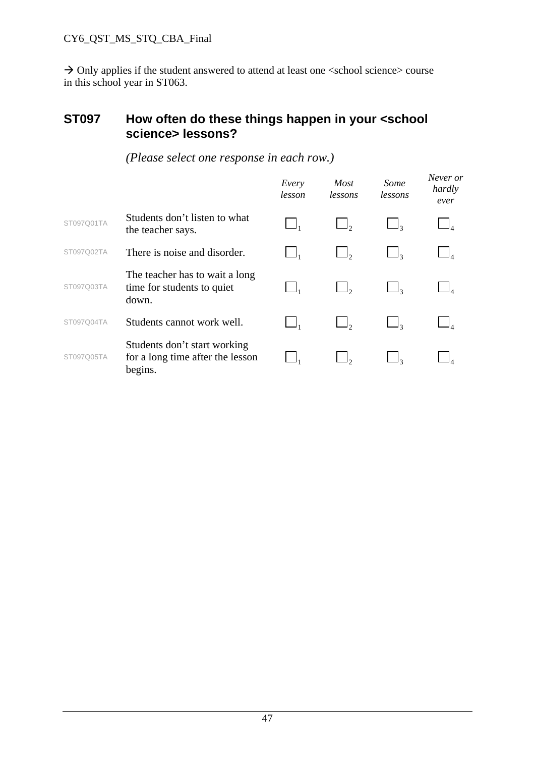→ Only applies if the student answered to attend at least one <school science> course in this school year in ST063.

## ST097 How often do these things happen in your <school science> lessons?

*(Please select one response in each row.)*

| | | *Every lesson* | *Most lessons* | *Some lessons* | *Never or hardly ever* |
|---|---|---|---|---|---|
| ST097Q01TA | Students don't listen to what the teacher says. | ☐1 | ☐2 | ☐3 | ☐4 |
| ST097Q02TA | There is noise and disorder. | ☐1 | ☐2 | ☐3 | ☐4 |
| ST097Q03TA | The teacher has to wait a long time for students to quiet down. | ☐1 | ☐2 | ☐3 | ☐4 |
| ST097Q04TA | Students cannot work well. | ☐1 | ☐2 | ☐3 | ☐4 |
| ST097Q05TA | Students don't start working for a long time after the lesson begins. | ☐1 | ☐2 | ☐3 | ☐4 |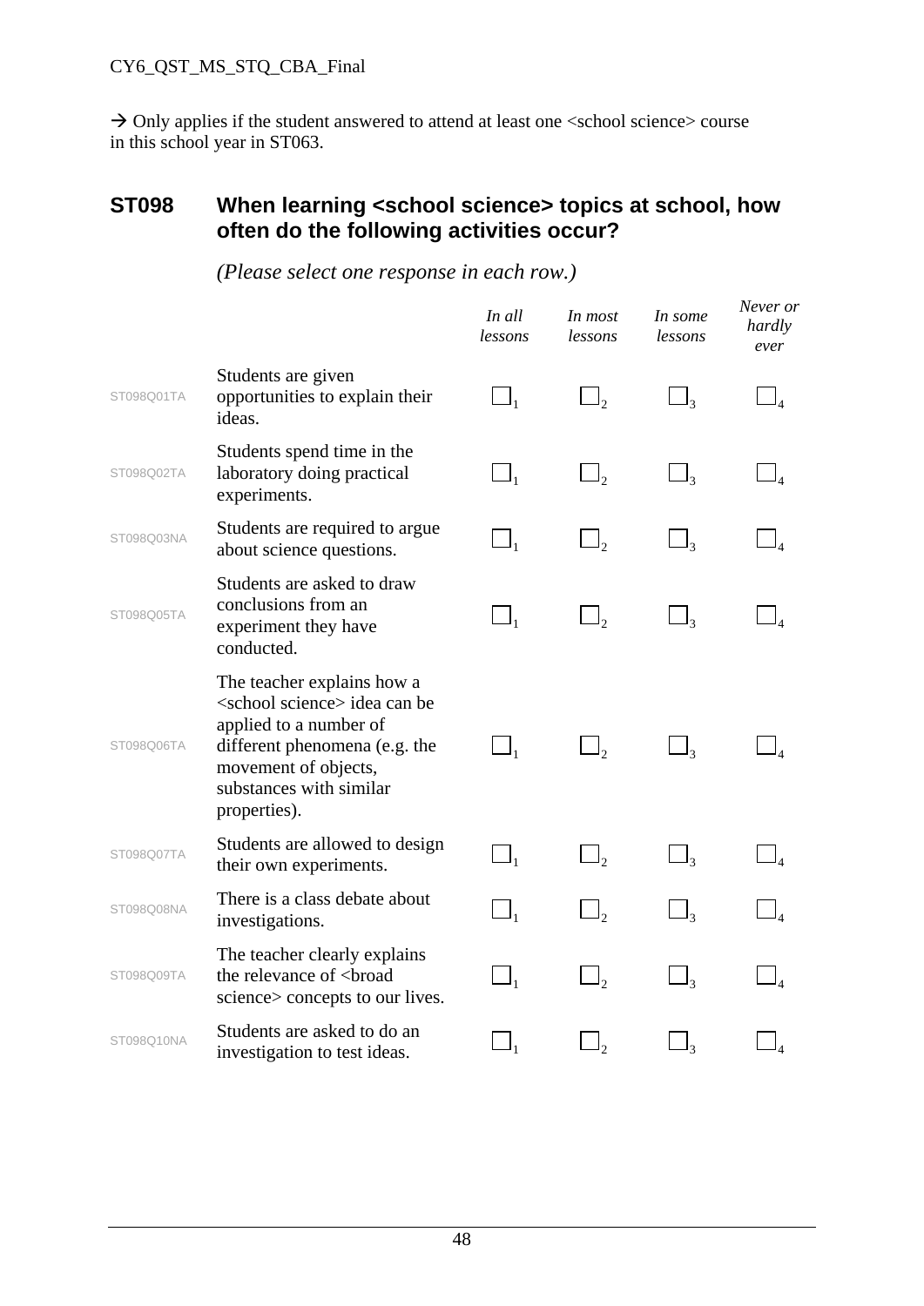→ Only applies if the student answered to attend at least one <school science> course in this school year in ST063.

## ST098 When learning <school science> topics at school, how often do the following activities occur?

*(Please select one response in each row.)*

| | | *In all lessons* | *In most lessons* | *In some lessons* | *Never or hardly ever* |
|---|---|---|---|---|---|
| ST098Q01TA | Students are given opportunities to explain their ideas. | ☐1 | ☐2 | ☐3 | ☐4 |
| ST098Q02TA | Students spend time in the laboratory doing practical experiments. | ☐1 | ☐2 | ☐3 | ☐4 |
| ST098Q03NA | Students are required to argue about science questions. | ☐1 | ☐2 | ☐3 | ☐4 |
| ST098Q05TA | Students are asked to draw conclusions from an experiment they have conducted. | ☐1 | ☐2 | ☐3 | ☐4 |
| ST098Q06TA | The teacher explains how a <school science> idea can be applied to a number of different phenomena (e.g. the movement of objects, substances with similar properties). | ☐1 | ☐2 | ☐3 | ☐4 |
| ST098Q07TA | Students are allowed to design their own experiments. | ☐1 | ☐2 | ☐3 | ☐4 |
| ST098Q08NA | There is a class debate about investigations. | ☐1 | ☐2 | ☐3 | ☐4 |
| ST098Q09TA | The teacher clearly explains the relevance of <broad science> concepts to our lives. | ☐1 | ☐2 | ☐3 | ☐4 |
| ST098Q10NA | Students are asked to do an investigation to test ideas. | ☐1 | ☐2 | ☐3 | ☐4 |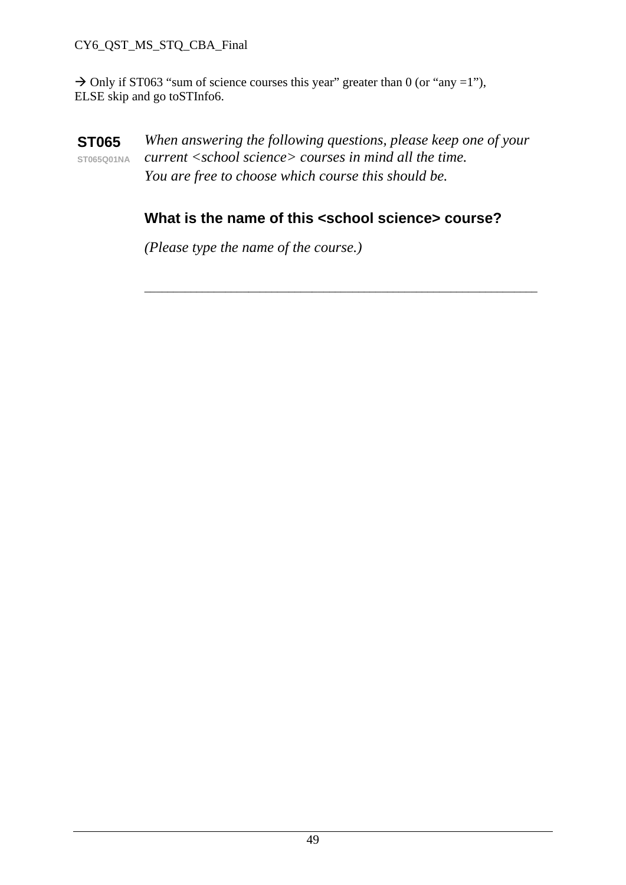→ Only if ST063 “sum of science courses this year” greater than 0 (or “any =1”), ELSE skip and go toSTInfo6.

**ST065**
ST065Q01NA

*When answering the following questions, please keep one of your current <school science> courses in mind all the time.*
*You are free to choose which course this should be.*

**What is the name of this <school science> course?**

*(Please type the name of the course.)*

_______________________________________________________________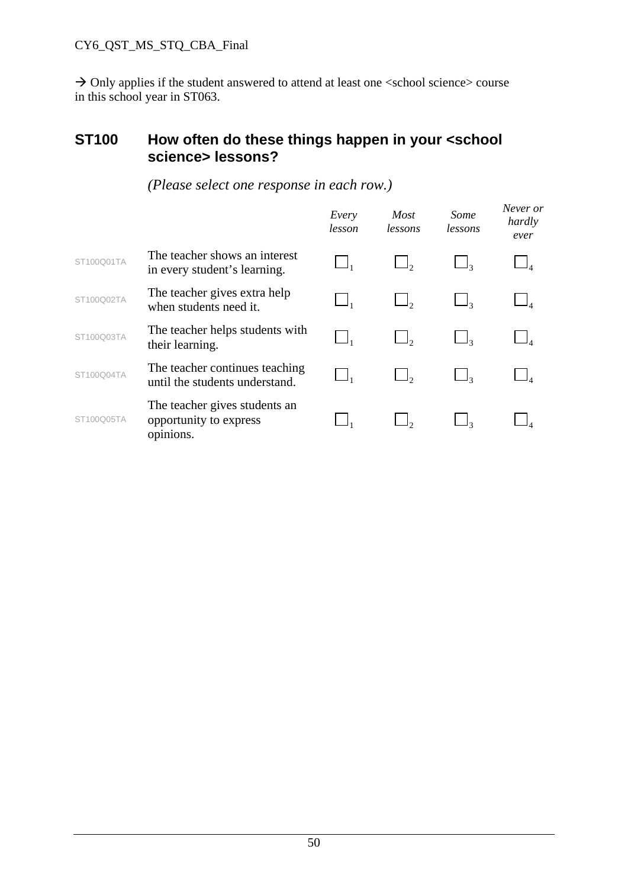→ Only applies if the student answered to attend at least one <school science> course in this school year in ST063.

## ST100 How often do these things happen in your <school science> lessons?

*(Please select one response in each row.)*

| | | *Every lesson* | *Most lessons* | *Some lessons* | *Never or hardly ever* |
|---|---|---|---|---|---|
| ST100Q01TA | The teacher shows an interest in every student's learning. | ☐1 | ☐2 | ☐3 | ☐4 |
| ST100Q02TA | The teacher gives extra help when students need it. | ☐1 | ☐2 | ☐3 | ☐4 |
| ST100Q03TA | The teacher helps students with their learning. | ☐1 | ☐2 | ☐3 | ☐4 |
| ST100Q04TA | The teacher continues teaching until the students understand. | ☐1 | ☐2 | ☐3 | ☐4 |
| ST100Q05TA | The teacher gives students an opportunity to express opinions. | ☐1 | ☐2 | ☐3 | ☐4 |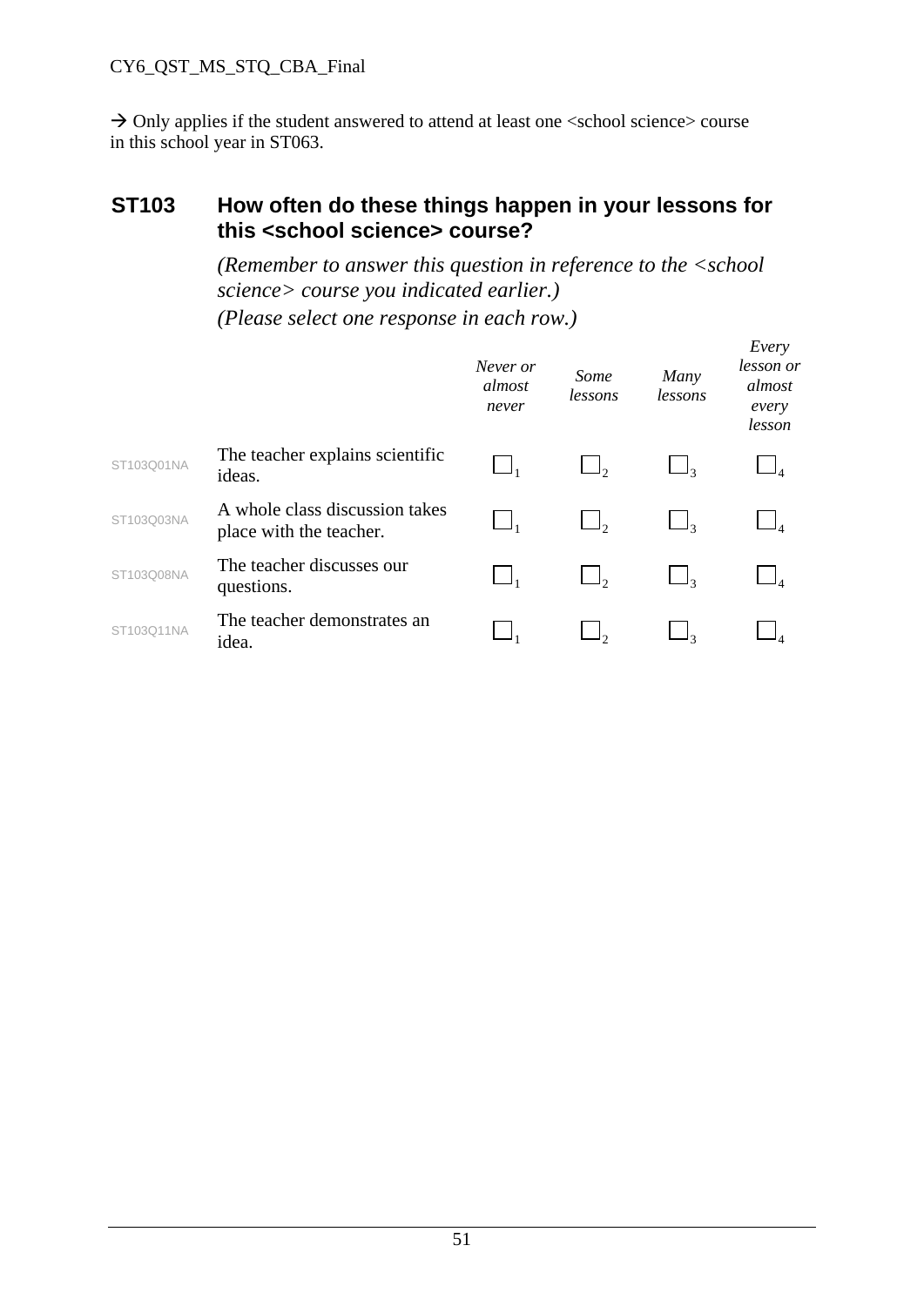→ Only applies if the student answered to attend at least one <school science> course in this school year in ST063.

## ST103 How often do these things happen in your lessons for this <school science> course?

*(Remember to answer this question in reference to the <school science> course you indicated earlier.)*
*(Please select one response in each row.)*

| | | *Never or almost never* | *Some lessons* | *Many lessons* | *Every lesson or almost every lesson* |
|---|---|---|---|---|---|
| ST103Q01NA | The teacher explains scientific ideas. | ☐1 | ☐2 | ☐3 | ☐4 |
| ST103Q03NA | A whole class discussion takes place with the teacher. | ☐1 | ☐2 | ☐3 | ☐4 |
| ST103Q08NA | The teacher discusses our questions. | ☐1 | ☐2 | ☐3 | ☐4 |
| ST103Q11NA | The teacher demonstrates an idea. | ☐1 | ☐2 | ☐3 | ☐4 |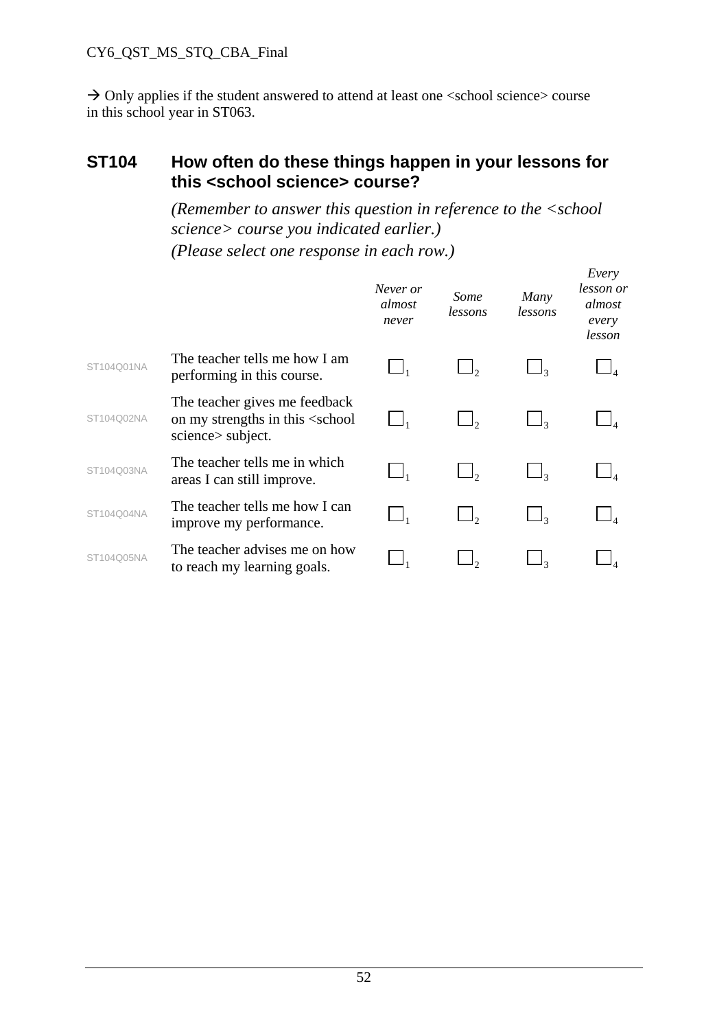→ Only applies if the student answered to attend at least one <school science> course in this school year in ST063.

## ST104 How often do these things happen in your lessons for this <school science> course?

*(Remember to answer this question in reference to the <school science> course you indicated earlier.)*
*(Please select one response in each row.)*

| | | *Never or almost never* | *Some lessons* | *Many lessons* | *Every lesson or almost every lesson* |
|---|---|---|---|---|---|
| ST104Q01NA | The teacher tells me how I am performing in this course. | ☐1 | ☐2 | ☐3 | ☐4 |
| ST104Q02NA | The teacher gives me feedback on my strengths in this <school science> subject. | ☐1 | ☐2 | ☐3 | ☐4 |
| ST104Q03NA | The teacher tells me in which areas I can still improve. | ☐1 | ☐2 | ☐3 | ☐4 |
| ST104Q04NA | The teacher tells me how I can improve my performance. | ☐1 | ☐2 | ☐3 | ☐4 |
| ST104Q05NA | The teacher advises me on how to reach my learning goals. | ☐1 | ☐2 | ☐3 | ☐4 |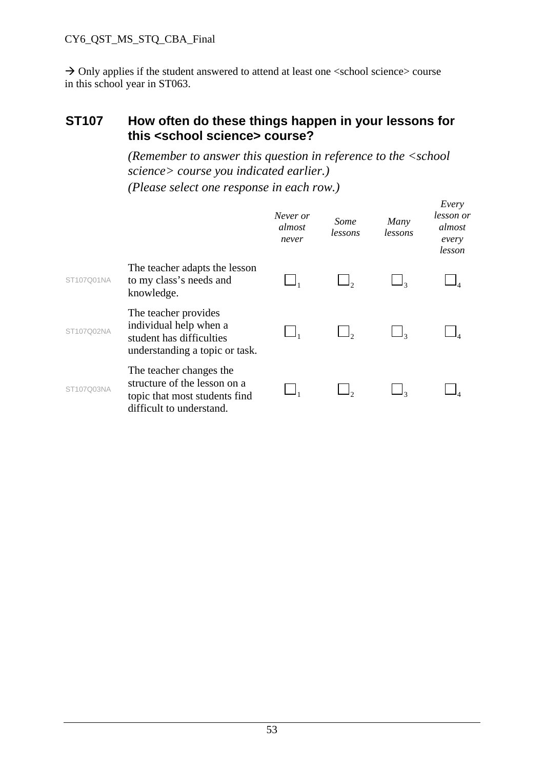→ Only applies if the student answered to attend at least one <school science> course in this school year in ST063.

## ST107 How often do these things happen in your lessons for this <school science> course?

*(Remember to answer this question in reference to the <school science> course you indicated earlier.)*
*(Please select one response in each row.)*

| | | *Never or almost never* | *Some lessons* | *Many lessons* | *Every lesson or almost every lesson* |
|---|---|---|---|---|---|
| ST107Q01NA | The teacher adapts the lesson to my class's needs and knowledge. | ☐1 | ☐2 | ☐3 | ☐4 |
| ST107Q02NA | The teacher provides individual help when a student has difficulties understanding a topic or task. | ☐1 | ☐2 | ☐3 | ☐4 |
| ST107Q03NA | The teacher changes the structure of the lesson on a topic that most students find difficult to understand. | ☐1 | ☐2 | ☐3 | ☐4 |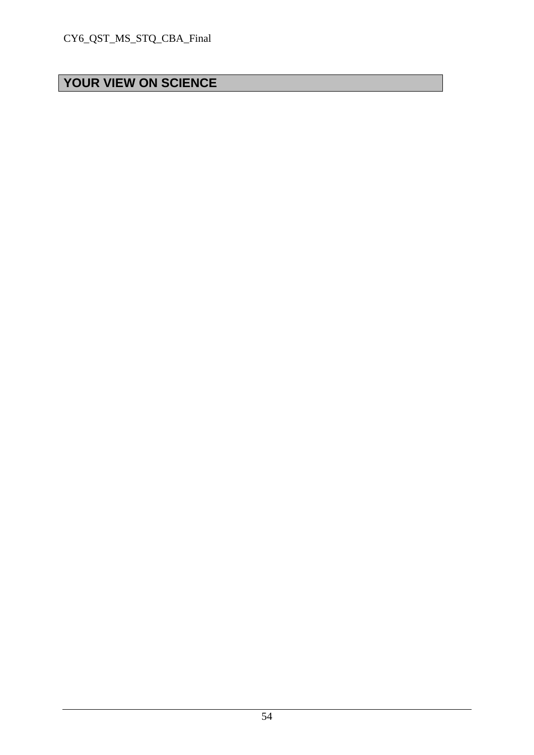# YOUR VIEW ON SCIENCE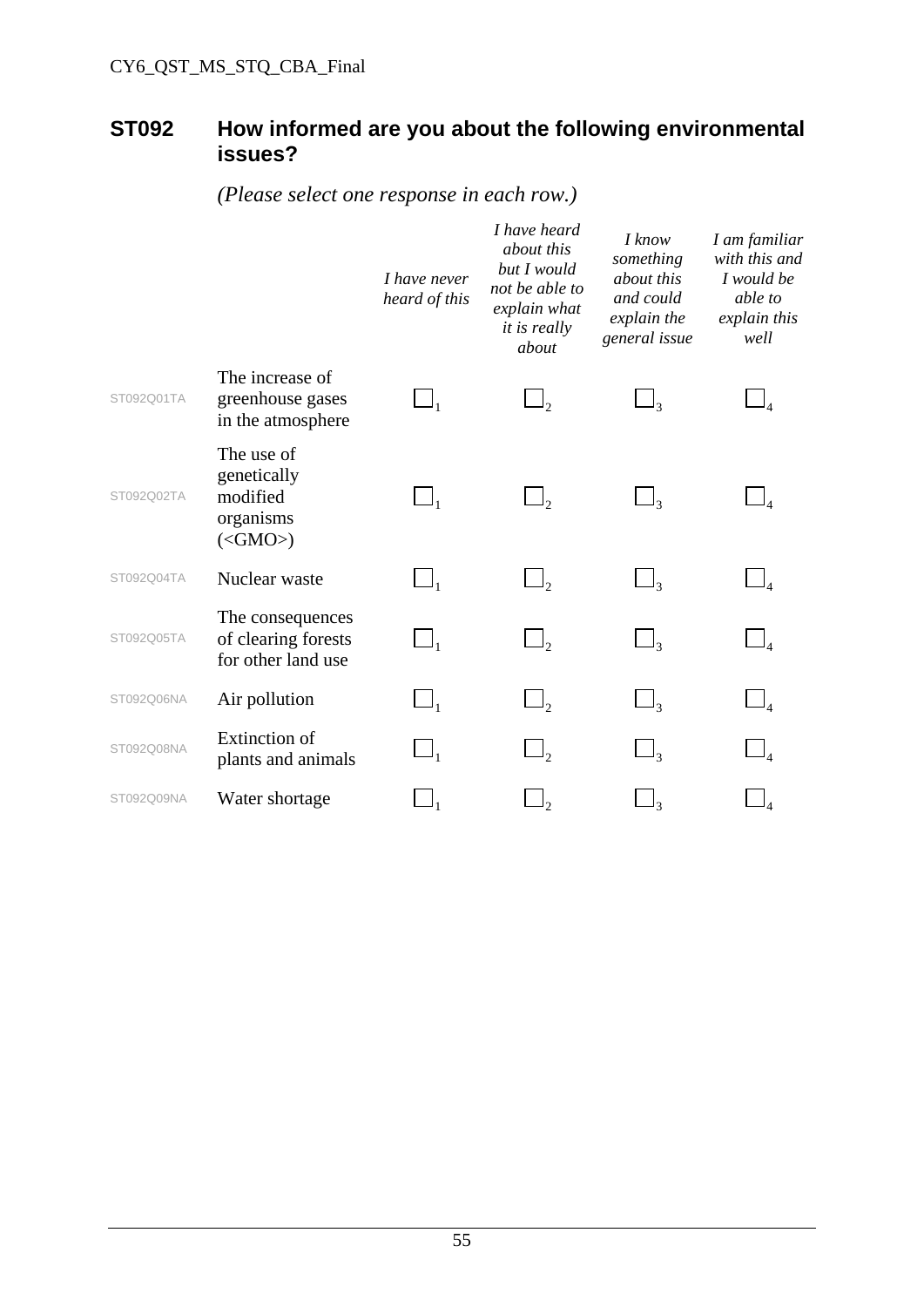## ST092 How informed are you about the following environmental issues?

*(Please select one response in each row.)*

| | | *I have never heard of this* | *I have heard about this but I would not be able to explain what it is really about* | *I know something about this and could explain the general issue* | *I am familiar with this and I would be able to explain this well* |
|---|---|---|---|---|---|
| ST092Q01TA | The increase of greenhouse gases in the atmosphere | ☐1 | ☐2 | ☐3 | ☐4 |
| ST092Q02TA | The use of genetically modified organisms (<GMO>) | ☐1 | ☐2 | ☐3 | ☐4 |
| ST092Q04TA | Nuclear waste | ☐1 | ☐2 | ☐3 | ☐4 |
| ST092Q05TA | The consequences of clearing forests for other land use | ☐1 | ☐2 | ☐3 | ☐4 |
| ST092Q06NA | Air pollution | ☐1 | ☐2 | ☐3 | ☐4 |
| ST092Q08NA | Extinction of plants and animals | ☐1 | ☐2 | ☐3 | ☐4 |
| ST092Q09NA | Water shortage | ☐1 | ☐2 | ☐3 | ☐4 |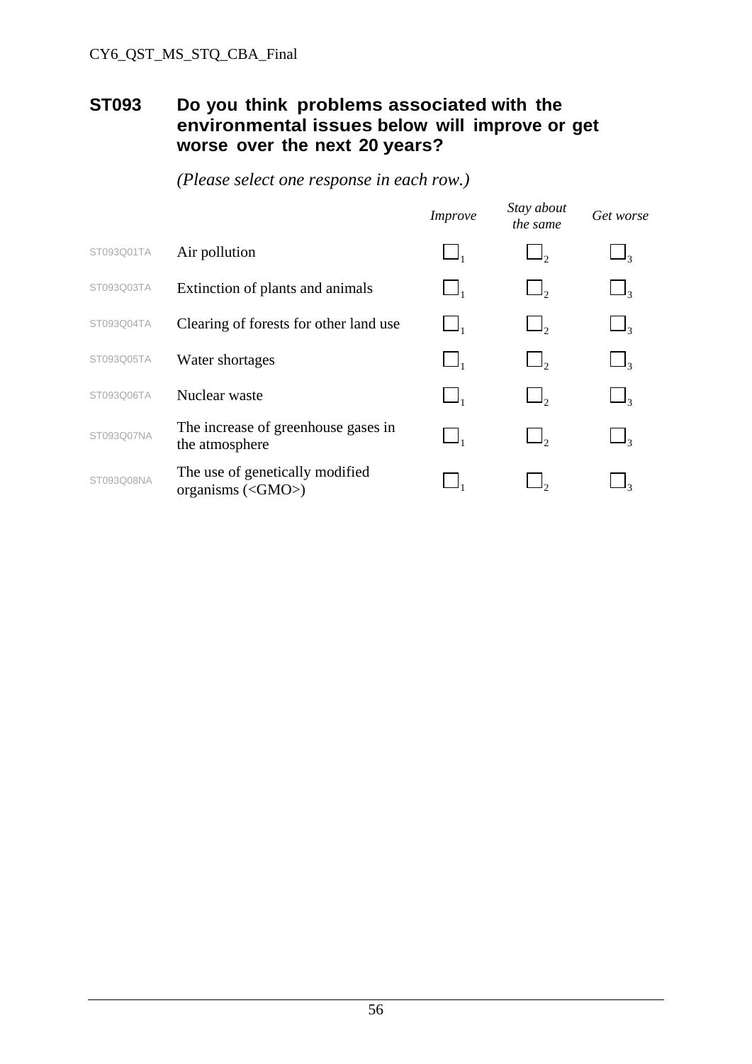## ST093 Do you think problems associated with the environmental issues below will improve or get worse over the next 20 years?

*(Please select one response in each row.)*

| | | *Improve* | *Stay about the same* | *Get worse* |
|---|---|---|---|---|
| ST093Q01TA | Air pollution | ☐1 | ☐2 | ☐3 |
| ST093Q03TA | Extinction of plants and animals | ☐1 | ☐2 | ☐3 |
| ST093Q04TA | Clearing of forests for other land use | ☐1 | ☐2 | ☐3 |
| ST093Q05TA | Water shortages | ☐1 | ☐2 | ☐3 |
| ST093Q06TA | Nuclear waste | ☐1 | ☐2 | ☐3 |
| ST093Q07NA | The increase of greenhouse gases in the atmosphere | ☐1 | ☐2 | ☐3 |
| ST093Q08NA | The use of genetically modified organisms (<GMO>) | ☐1 | ☐2 | ☐3 |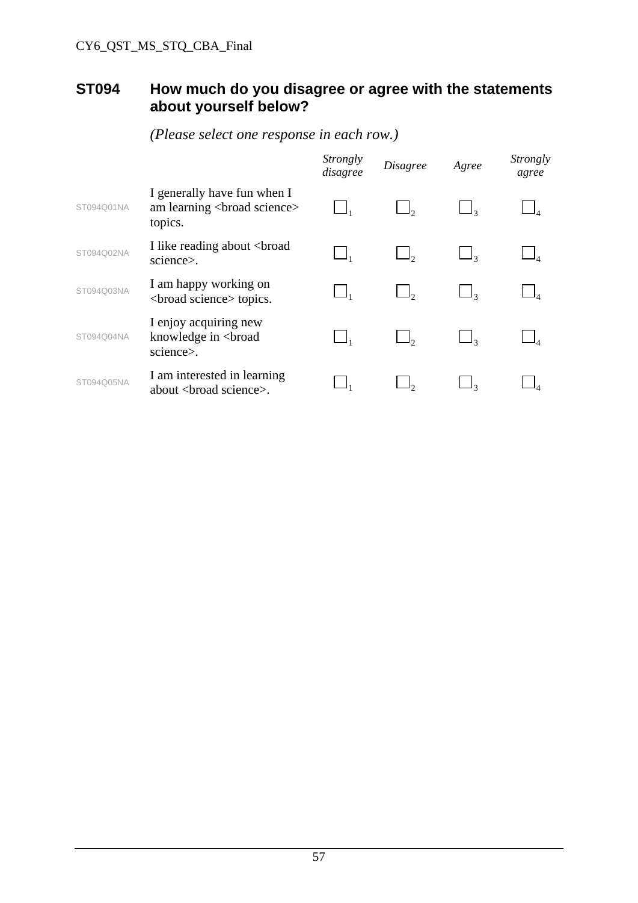## ST094 How much do you disagree or agree with the statements about yourself below?

*(Please select one response in each row.)*

| | | *Strongly disagree* | *Disagree* | *Agree* | *Strongly agree* |
|---|---|---|---|---|---|
| ST094Q01NA | I generally have fun when I am learning <broad science> topics. | ☐1 | ☐2 | ☐3 | ☐4 |
| ST094Q02NA | I like reading about <broad science>. | ☐1 | ☐2 | ☐3 | ☐4 |
| ST094Q03NA | I am happy working on <broad science> topics. | ☐1 | ☐2 | ☐3 | ☐4 |
| ST094Q04NA | I enjoy acquiring new knowledge in <broad science>. | ☐1 | ☐2 | ☐3 | ☐4 |
| ST094Q05NA | I am interested in learning about <broad science>. | ☐1 | ☐2 | ☐3 | ☐4 |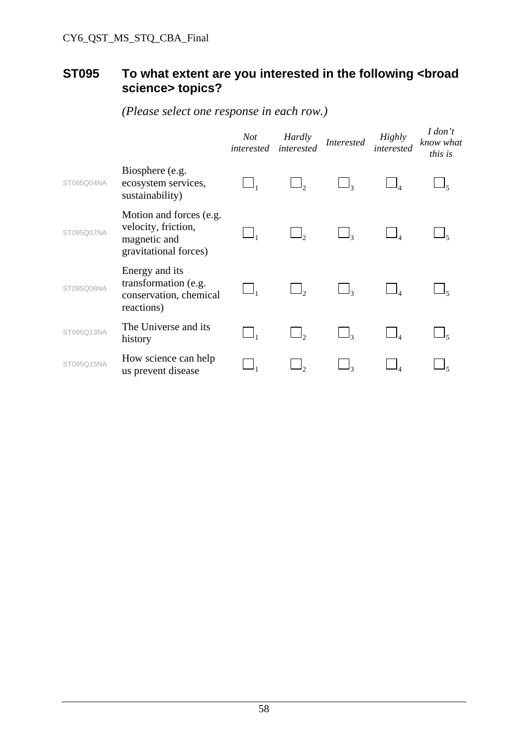**ST095 To what extent are you interested in the following <broad science> topics?**

*(Please select one response in each row.)*

| | | *Not interested* | *Hardly interested* | *Interested* | *Highly interested* | *I don't know what this is* |
|---|---|---|---|---|---|---|
| ST095Q04NA | Biosphere (e.g. ecosystem services, sustainability) | ☐1 | ☐2 | ☐3 | ☐4 | ☐5 |
| ST095Q07NA | Motion and forces (e.g. velocity, friction, magnetic and gravitational forces) | ☐1 | ☐2 | ☐3 | ☐4 | ☐5 |
| ST095Q08NA | Energy and its transformation (e.g. conservation, chemical reactions) | ☐1 | ☐2 | ☐3 | ☐4 | ☐5 |
| ST095Q13NA | The Universe and its history | ☐1 | ☐2 | ☐3 | ☐4 | ☐5 |
| ST095Q15NA | How science can help us prevent disease | ☐1 | ☐2 | ☐3 | ☐4 | ☐5 |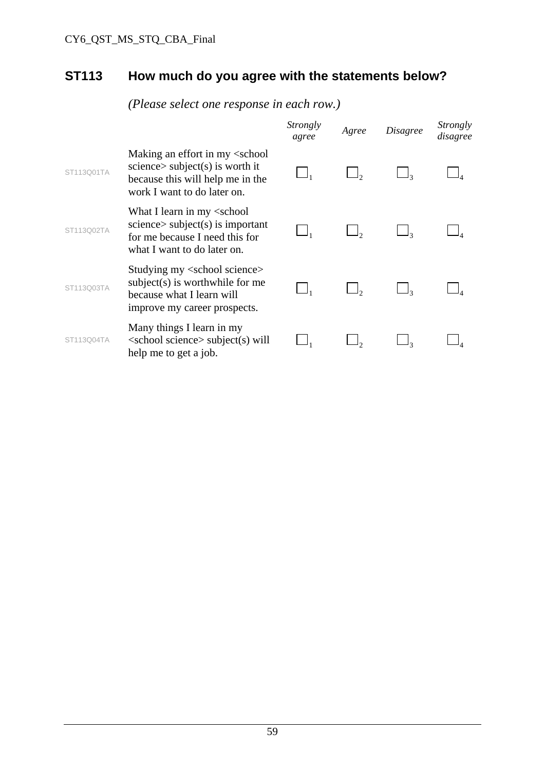## ST113 How much do you agree with the statements below?

*(Please select one response in each row.)*

| | | *Strongly agree* | *Agree* | *Disagree* | *Strongly disagree* |
|---|---|---|---|---|---|
| ST113Q01TA | Making an effort in my <school science> subject(s) is worth it because this will help me in the work I want to do later on. | ☐1 | ☐2 | ☐3 | ☐4 |
| ST113Q02TA | What I learn in my <school science> subject(s) is important for me because I need this for what I want to do later on. | ☐1 | ☐2 | ☐3 | ☐4 |
| ST113Q03TA | Studying my <school science> subject(s) is worthwhile for me because what I learn will improve my career prospects. | ☐1 | ☐2 | ☐3 | ☐4 |
| ST113Q04TA | Many things I learn in my <school science> subject(s) will help me to get a job. | ☐1 | ☐2 | ☐3 | ☐4 |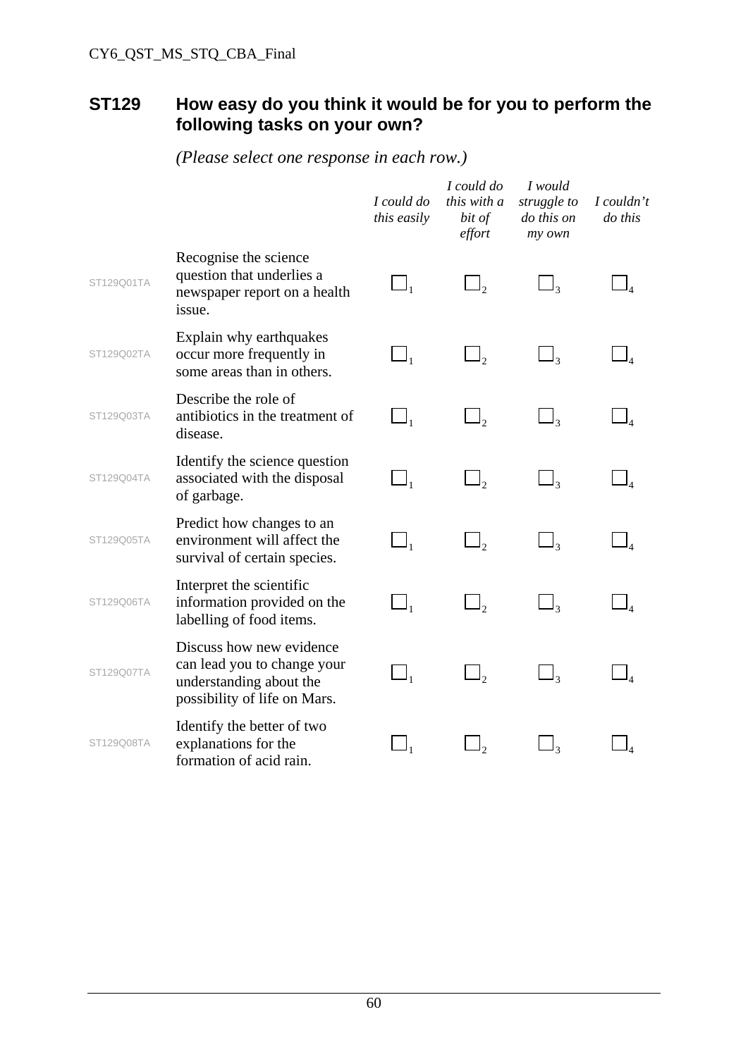## ST129 How easy do you think it would be for you to perform the following tasks on your own?

*(Please select one response in each row.)*

| | | *I could do this easily* | *I could do this with a bit of effort* | *I would struggle to do this on my own* | *I couldn't do this* |
|---|---|---|---|---|---|
| ST129Q01TA | Recognise the science question that underlies a newspaper report on a health issue. | ☐1 | ☐2 | ☐3 | ☐4 |
| ST129Q02TA | Explain why earthquakes occur more frequently in some areas than in others. | ☐1 | ☐2 | ☐3 | ☐4 |
| ST129Q03TA | Describe the role of antibiotics in the treatment of disease. | ☐1 | ☐2 | ☐3 | ☐4 |
| ST129Q04TA | Identify the science question associated with the disposal of garbage. | ☐1 | ☐2 | ☐3 | ☐4 |
| ST129Q05TA | Predict how changes to an environment will affect the survival of certain species. | ☐1 | ☐2 | ☐3 | ☐4 |
| ST129Q06TA | Interpret the scientific information provided on the labelling of food items. | ☐1 | ☐2 | ☐3 | ☐4 |
| ST129Q07TA | Discuss how new evidence can lead you to change your understanding about the possibility of life on Mars. | ☐1 | ☐2 | ☐3 | ☐4 |
| ST129Q08TA | Identify the better of two explanations for the formation of acid rain. | ☐1 | ☐2 | ☐3 | ☐4 |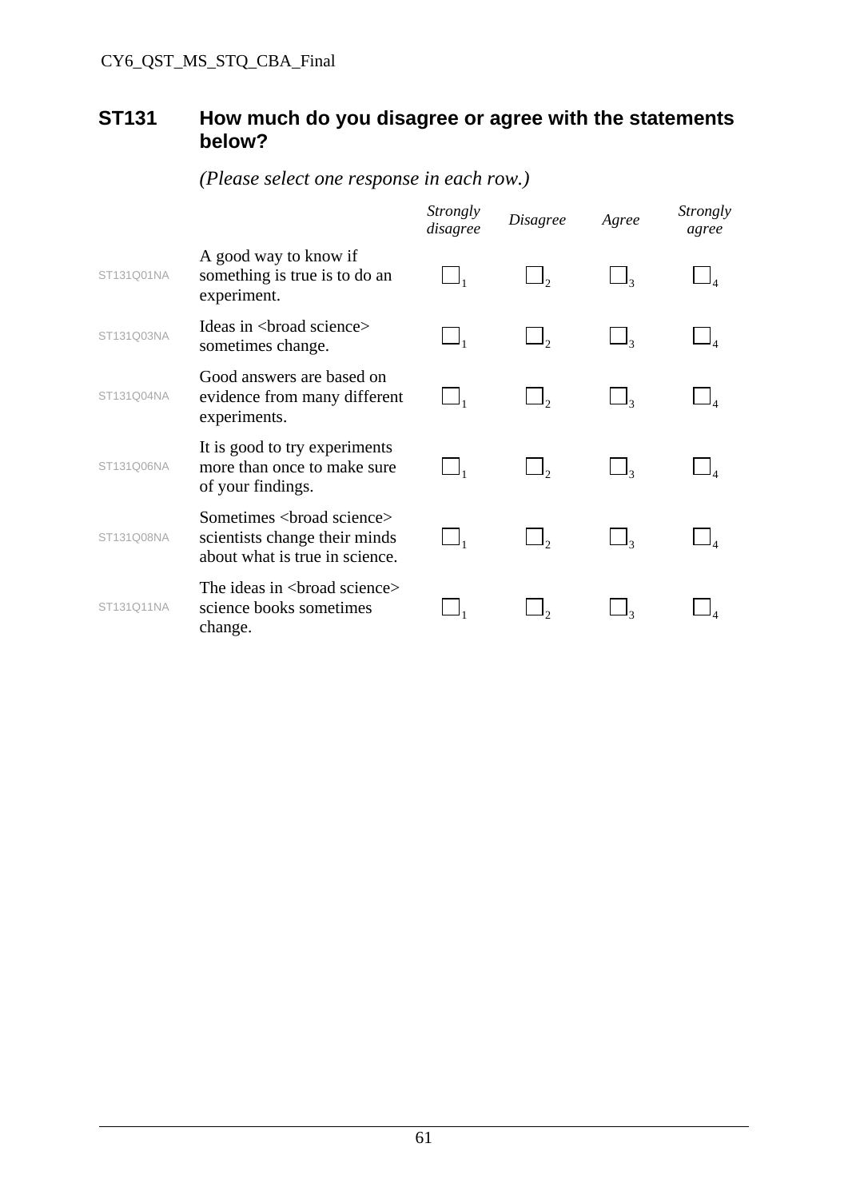## ST131 How much do you disagree or agree with the statements below?

*(Please select one response in each row.)*

| | | *Strongly disagree* | *Disagree* | *Agree* | *Strongly agree* |
|---|---|---|---|---|---|
| ST131Q01NA | A good way to know if something is true is to do an experiment. | ☐1 | ☐2 | ☐3 | ☐4 |
| ST131Q03NA | Ideas in <broad science> sometimes change. | ☐1 | ☐2 | ☐3 | ☐4 |
| ST131Q04NA | Good answers are based on evidence from many different experiments. | ☐1 | ☐2 | ☐3 | ☐4 |
| ST131Q06NA | It is good to try experiments more than once to make sure of your findings. | ☐1 | ☐2 | ☐3 | ☐4 |
| ST131Q08NA | Sometimes <broad science> scientists change their minds about what is true in science. | ☐1 | ☐2 | ☐3 | ☐4 |
| ST131Q11NA | The ideas in <broad science> science books sometimes change. | ☐1 | ☐2 | ☐3 | ☐4 |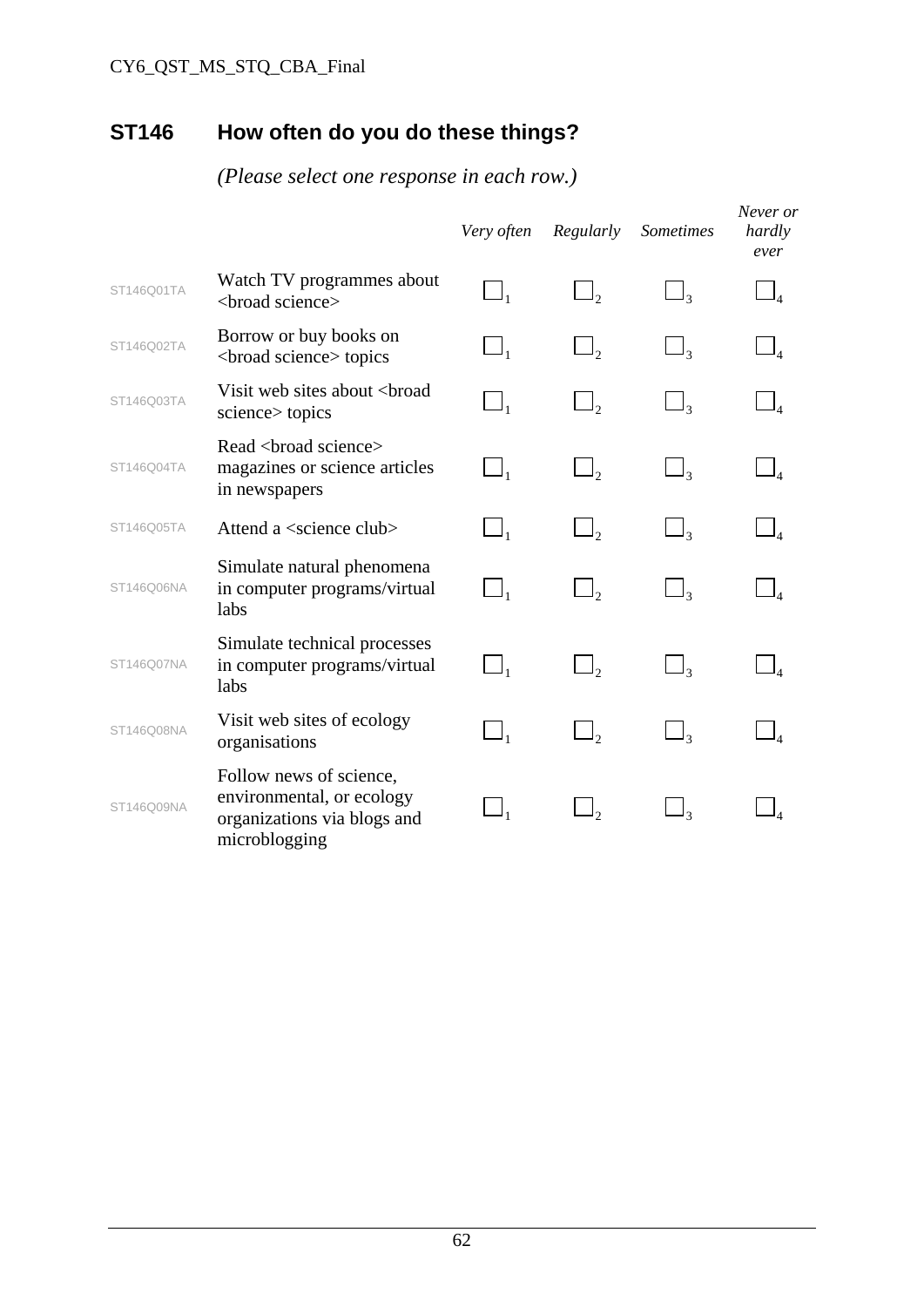## ST146 How often do you do these things?

*(Please select one response in each row.)*

| | | *Very often* | *Regularly* | *Sometimes* | *Never or hardly ever* |
|---|---|---|---|---|---|
| ST146Q01TA | Watch TV programmes about <broad science> | ☐1 | ☐2 | ☐3 | ☐4 |
| ST146Q02TA | Borrow or buy books on <broad science> topics | ☐1 | ☐2 | ☐3 | ☐4 |
| ST146Q03TA | Visit web sites about <broad science> topics | ☐1 | ☐2 | ☐3 | ☐4 |
| ST146Q04TA | Read <broad science> magazines or science articles in newspapers | ☐1 | ☐2 | ☐3 | ☐4 |
| ST146Q05TA | Attend a <science club> | ☐1 | ☐2 | ☐3 | ☐4 |
| ST146Q06NA | Simulate natural phenomena in computer programs/virtual labs | ☐1 | ☐2 | ☐3 | ☐4 |
| ST146Q07NA | Simulate technical processes in computer programs/virtual labs | ☐1 | ☐2 | ☐3 | ☐4 |
| ST146Q08NA | Visit web sites of ecology organisations | ☐1 | ☐2 | ☐3 | ☐4 |
| ST146Q09NA | Follow news of science, environmental, or ecology organizations via blogs and microblogging | ☐1 | ☐2 | ☐3 | ☐4 |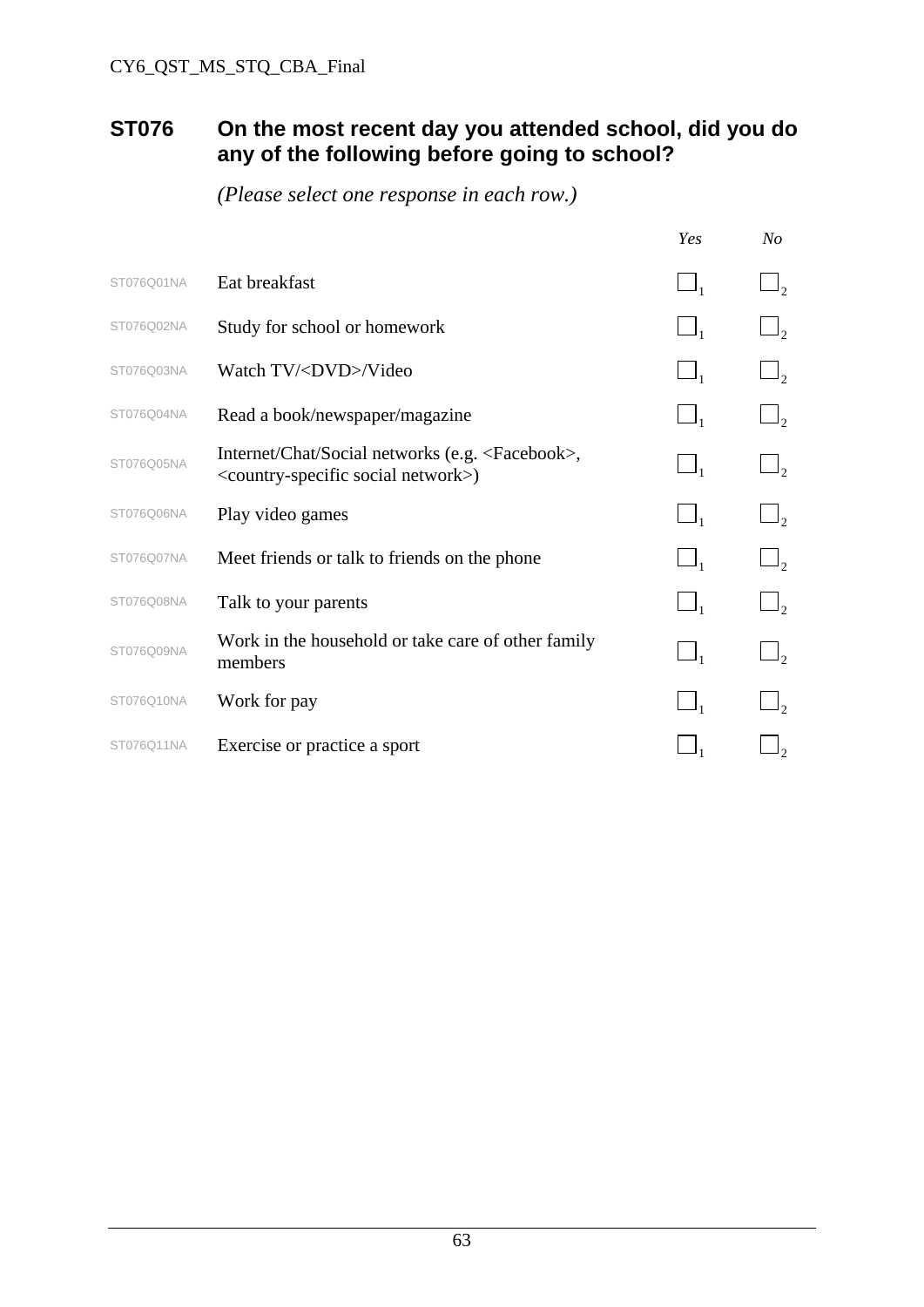## ST076 On the most recent day you attended school, did you do any of the following before going to school?

*(Please select one response in each row.)*

| | | *Yes* | *No* |
|---|---|---|---|
| ST076Q01NA | Eat breakfast | ☐1 | ☐2 |
| ST076Q02NA | Study for school or homework | ☐1 | ☐2 |
| ST076Q03NA | Watch TV/<DVD>/Video | ☐1 | ☐2 |
| ST076Q04NA | Read a book/newspaper/magazine | ☐1 | ☐2 |
| ST076Q05NA | Internet/Chat/Social networks (e.g. <Facebook>, <country-specific social network>) | ☐1 | ☐2 |
| ST076Q06NA | Play video games | ☐1 | ☐2 |
| ST076Q07NA | Meet friends or talk to friends on the phone | ☐1 | ☐2 |
| ST076Q08NA | Talk to your parents | ☐1 | ☐2 |
| ST076Q09NA | Work in the household or take care of other family members | ☐1 | ☐2 |
| ST076Q10NA | Work for pay | ☐1 | ☐2 |
| ST076Q11NA | Exercise or practice a sport | ☐1 | ☐2 |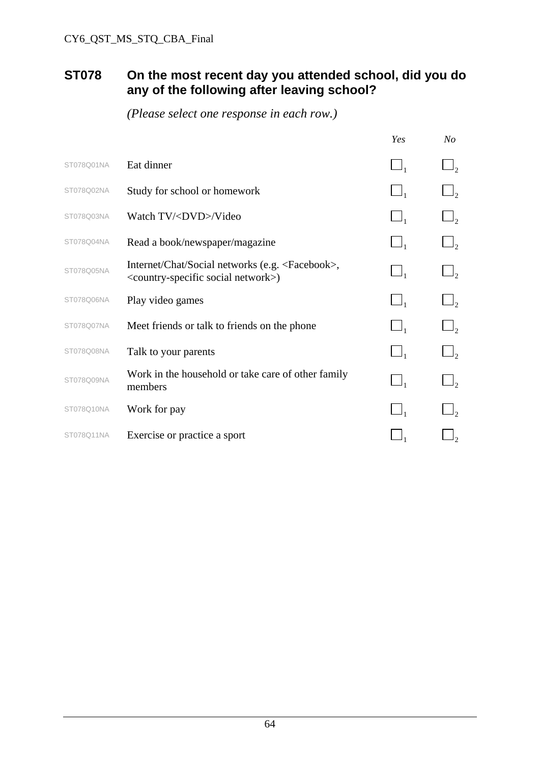## ST078 On the most recent day you attended school, did you do any of the following after leaving school?

*(Please select one response in each row.)*

| | | *Yes* | *No* |
|---|---|---|---|
| ST078Q01NA | Eat dinner | ☐1 | ☐2 |
| ST078Q02NA | Study for school or homework | ☐1 | ☐2 |
| ST078Q03NA | Watch TV/<DVD>/Video | ☐1 | ☐2 |
| ST078Q04NA | Read a book/newspaper/magazine | ☐1 | ☐2 |
| ST078Q05NA | Internet/Chat/Social networks (e.g. <Facebook>, <country-specific social network>) | ☐1 | ☐2 |
| ST078Q06NA | Play video games | ☐1 | ☐2 |
| ST078Q07NA | Meet friends or talk to friends on the phone | ☐1 | ☐2 |
| ST078Q08NA | Talk to your parents | ☐1 | ☐2 |
| ST078Q09NA | Work in the household or take care of other family members | ☐1 | ☐2 |
| ST078Q10NA | Work for pay | ☐1 | ☐2 |
| ST078Q11NA | Exercise or practice a sport | ☐1 | ☐2 |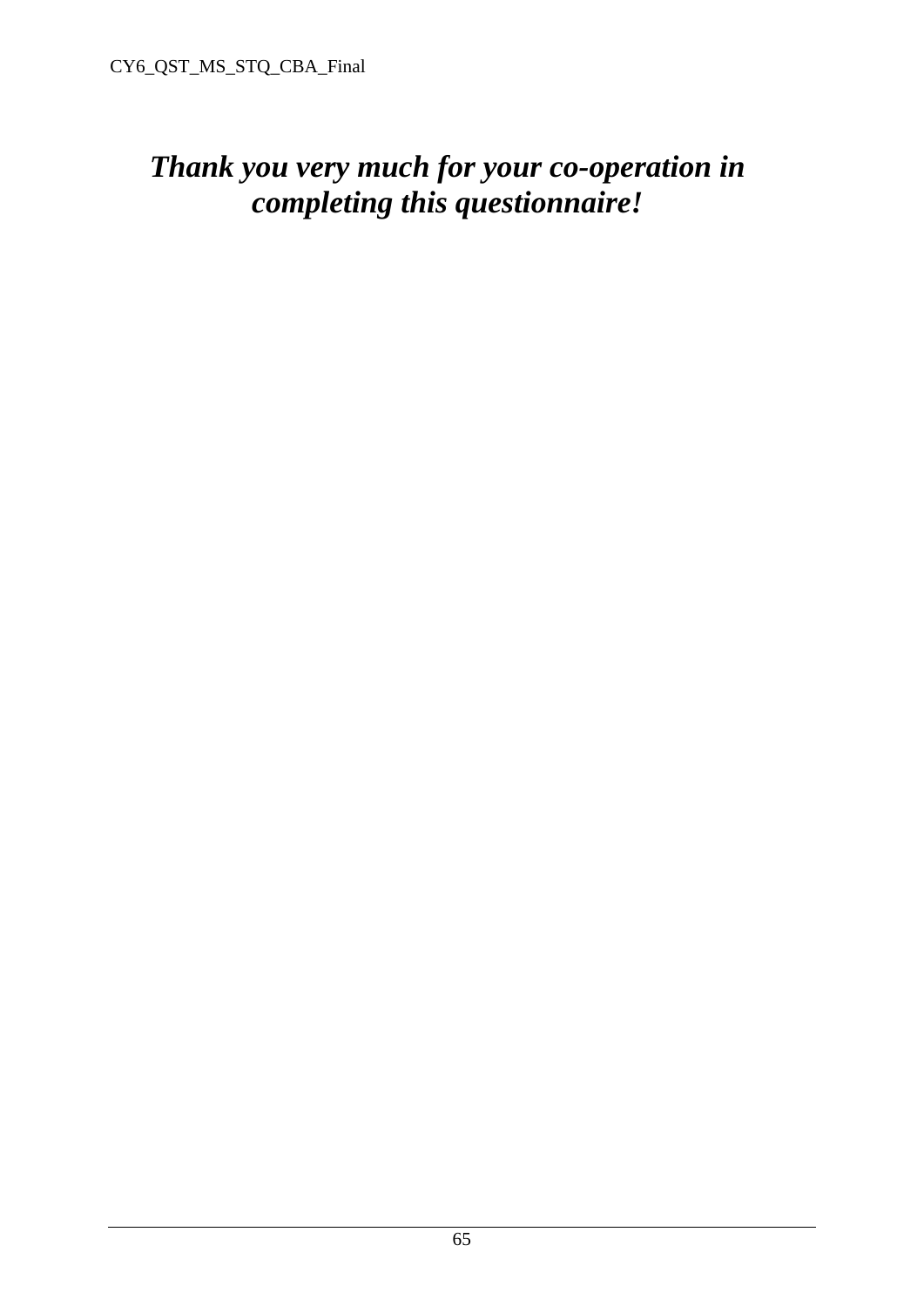***Thank you very much for your co-operation in completing this questionnaire!***